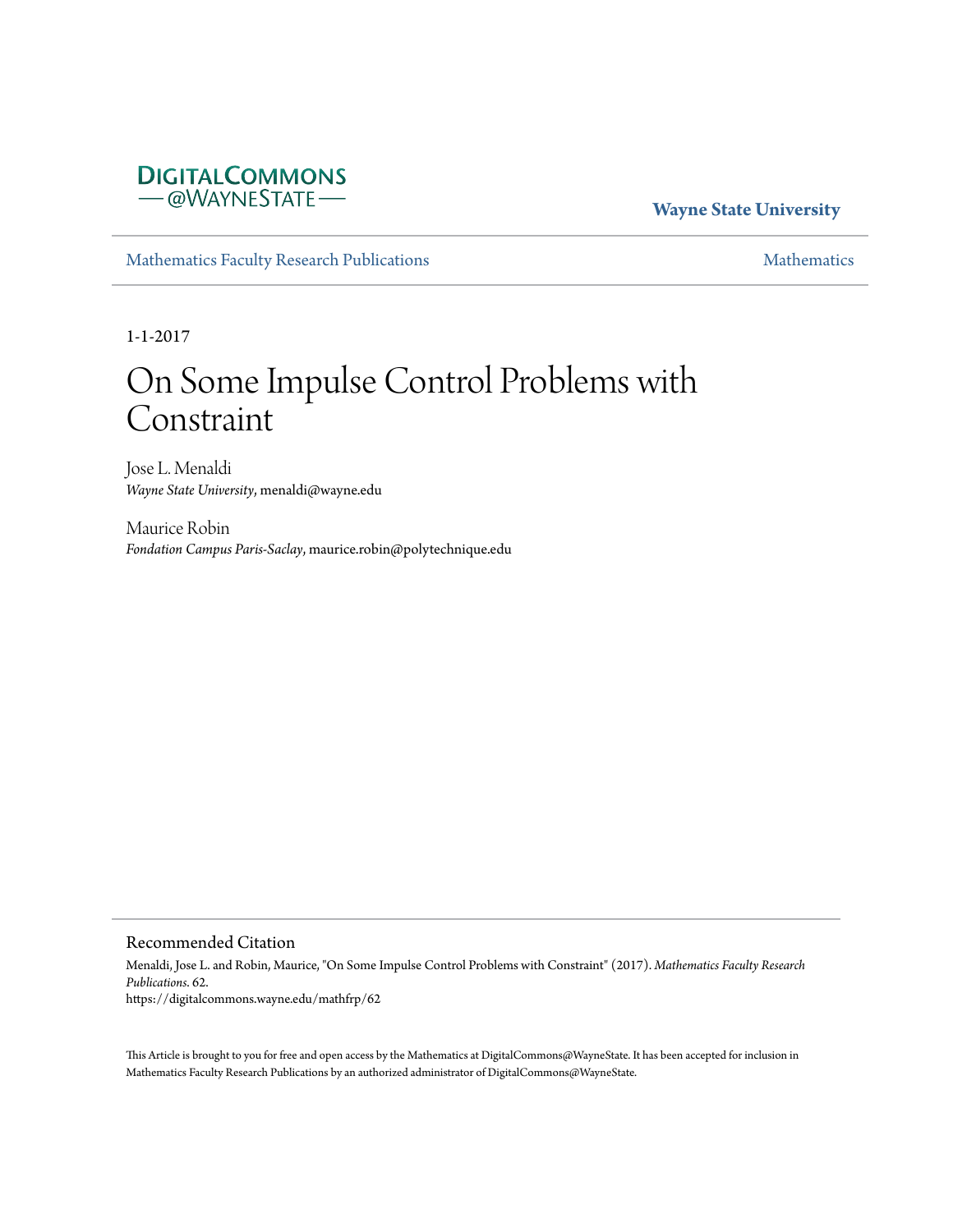DigitalCommons@WayneState

**Wayne State University**

Mathematics Faculty Research Publications — Mathematics

1-1-2017

# On Some Impulse Control Problems with Constraint

Jose L. Menaldi
*Wayne State University*, menaldi@wayne.edu

Maurice Robin
*Fondation Campus Paris-Saclay*, maurice.robin@polytechnique.edu

## Recommended Citation

Menaldi, Jose L. and Robin, Maurice, "On Some Impulse Control Problems with Constraint" (2017). *Mathematics Faculty Research Publications*. 62.
https://digitalcommons.wayne.edu/mathfrp/62

This Article is brought to you for free and open access by the Mathematics at DigitalCommons@WayneState. It has been accepted for inclusion in Mathematics Faculty Research Publications by an authorized administrator of DigitalCommons@WayneState.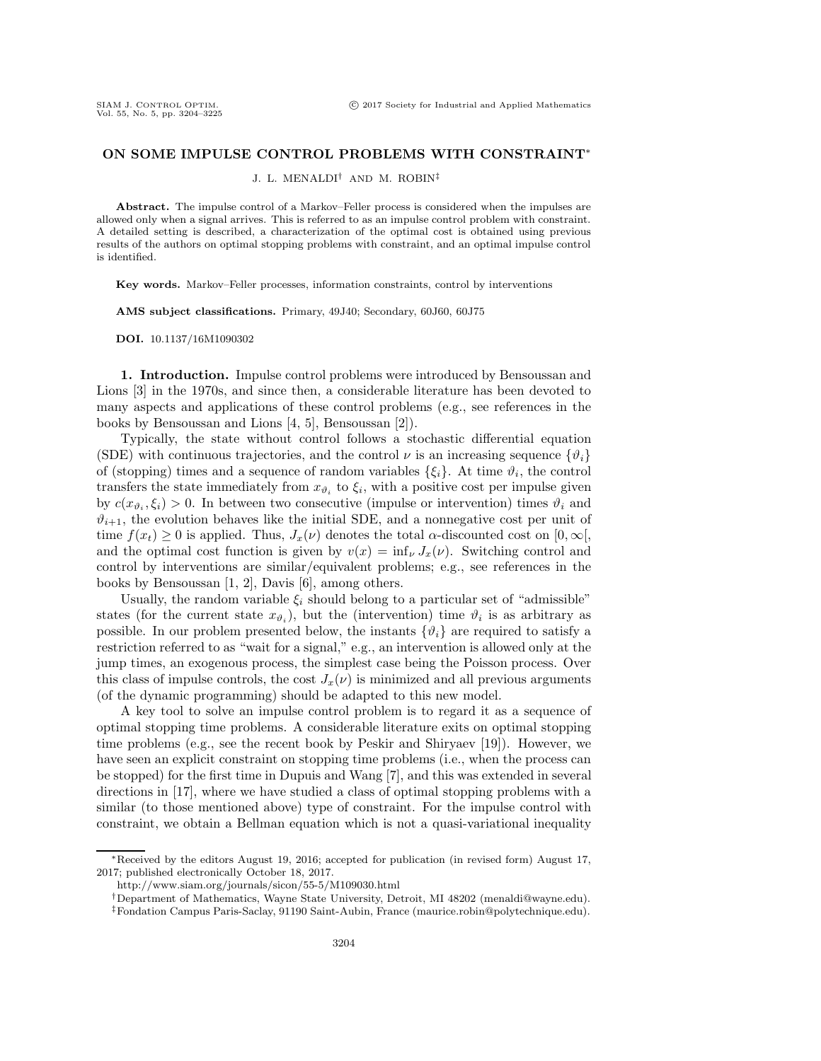# ON SOME IMPULSE CONTROL PROBLEMS WITH CONSTRAINT*

J. L. MENALDI[†] AND M. ROBIN[‡]

**Abstract.** The impulse control of a Markov–Feller process is considered when the impulses are allowed only when a signal arrives. This is referred to as an impulse control problem with constraint. A detailed setting is described, a characterization of the optimal cost is obtained using previous results of the authors on optimal stopping problems with constraint, and an optimal impulse control is identified.

**Key words.** Markov–Feller processes, information constraints, control by interventions

**AMS subject classifications.** Primary, 49J40; Secondary, 60J60, 60J75

**DOI.** 10.1137/16M1090302

## 1. Introduction.

Impulse control problems were introduced by Bensoussan and Lions [3] in the 1970s, and since then, a considerable literature has been devoted to many aspects and applications of these control problems (e.g., see references in the books by Bensoussan and Lions [4, 5], Bensoussan [2]).

Typically, the state without control follows a stochastic differential equation (SDE) with continuous trajectories, and the control $\nu$ is an increasing sequence $\{\vartheta_i\}$ of (stopping) times and a sequence of random variables $\{\xi_i\}$. At time $\vartheta_i$, the control transfers the state immediately from $x_{\vartheta_i}$ to $\xi_i$, with a positive cost per impulse given by $c(x_{\vartheta_i}, \xi_i) > 0$. In between two consecutive (impulse or intervention) times $\vartheta_i$ and $\vartheta_{i+1}$, the evolution behaves like the initial SDE, and a nonnegative cost per unit of time $f(x_t) \geq 0$ is applied. Thus, $J_x(\nu)$ denotes the total $\alpha$-discounted cost on $[0, \infty[$, and the optimal cost function is given by $v(x) = \inf_\nu J_x(\nu)$. Switching control and control by interventions are similar/equivalent problems; e.g., see references in the books by Bensoussan [1, 2], Davis [6], among others.

Usually, the random variable $\xi_i$ should belong to a particular set of "admissible" states (for the current state $x_{\vartheta_i}$), but the (intervention) time $\vartheta_i$ is as arbitrary as possible. In our problem presented below, the instants $\{\vartheta_i\}$ are required to satisfy a restriction referred to as "wait for a signal," e.g., an intervention is allowed only at the jump times, an exogenous process, the simplest case being the Poisson process. Over this class of impulse controls, the cost $J_x(\nu)$ is minimized and all previous arguments (of the dynamic programming) should be adapted to this new model.

A key tool to solve an impulse control problem is to regard it as a sequence of optimal stopping time problems. A considerable literature exits on optimal stopping time problems (e.g., see the recent book by Peskir and Shiryaev [19]). However, we have seen an explicit constraint on stopping time problems (i.e., when the process can be stopped) for the first time in Dupuis and Wang [7], and this was extended in several directions in [17], where we have studied a class of optimal stopping problems with a similar (to those mentioned above) type of constraint. For the impulse control with constraint, we obtain a Bellman equation which is not a quasi-variational inequality

*Received by the editors August 19, 2016; accepted for publication (in revised form) August 17, 2017; published electronically October 18, 2017.

http://www.siam.org/journals/sicon/55-5/M109030.html

[†]Department of Mathematics, Wayne State University, Detroit, MI 48202 (menaldi@wayne.edu).

[‡]Fondation Campus Paris-Saclay, 91190 Saint-Aubin, France (maurice.robin@polytechnique.edu).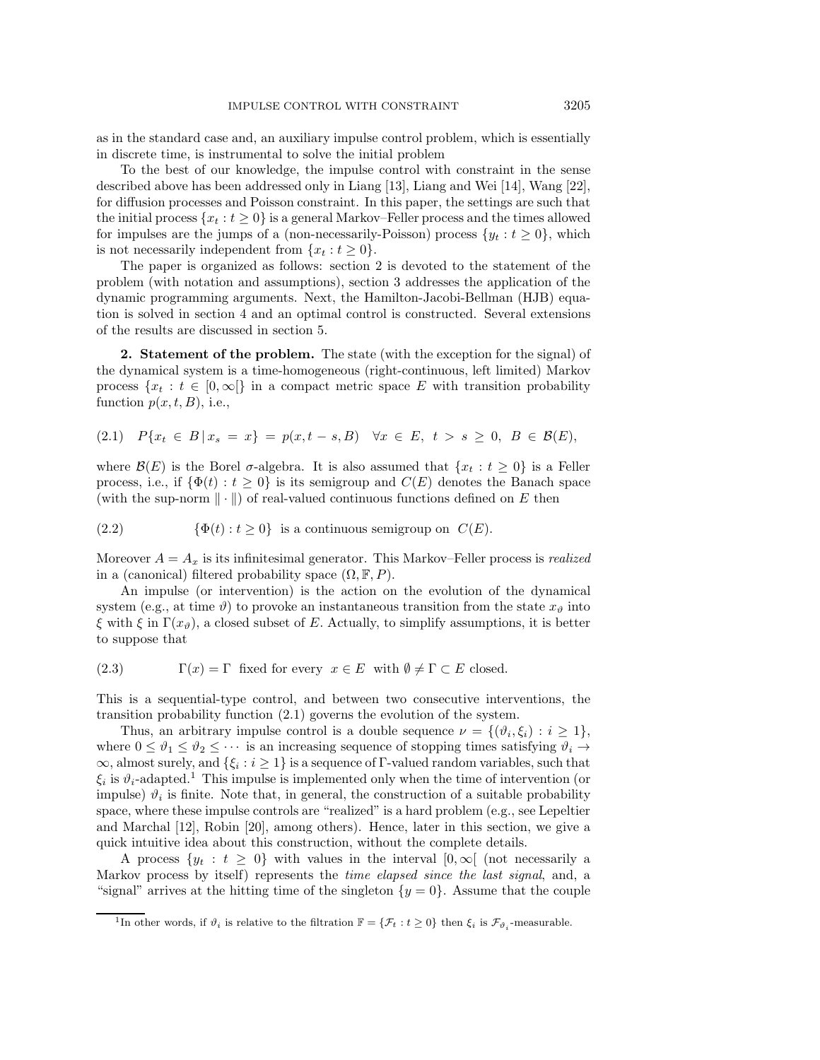as in the standard case and, an auxiliary impulse control problem, which is essentially in discrete time, is instrumental to solve the initial problem

To the best of our knowledge, the impulse control with constraint in the sense described above has been addressed only in Liang [13], Liang and Wei [14], Wang [22], for diffusion processes and Poisson constraint. In this paper, the settings are such that the initial process $\{x_t : t \geq 0\}$ is a general Markov–Feller process and the times allowed for impulses are the jumps of a (non-necessarily-Poisson) process $\{y_t : t \geq 0\}$, which is not necessarily independent from $\{x_t : t \geq 0\}$.

The paper is organized as follows: section 2 is devoted to the statement of the problem (with notation and assumptions), section 3 addresses the application of the dynamic programming arguments. Next, the Hamilton-Jacobi-Bellman (HJB) equation is solved in section 4 and an optimal control is constructed. Several extensions of the results are discussed in section 5.

## 2. Statement of the problem.

The state (with the exception for the signal) of the dynamical system is a time-homogeneous (right-continuous, left limited) Markov process $\{x_t : t \in [0, \infty[\}$ in a compact metric space $E$ with transition probability function $p(x, t, B)$, i.e.,

$$(2.1) \quad P\{x_t \in B \,|\, x_s = x\} = p(x, t-s, B) \quad \forall x \in E, \ t > s \geq 0, \ B \in \mathcal{B}(E),$$

where $\mathcal{B}(E)$ is the Borel $\sigma$-algebra. It is also assumed that $\{x_t : t \geq 0\}$ is a Feller process, i.e., if $\{\Phi(t) : t \geq 0\}$ is its semigroup and $C(E)$ denotes the Banach space (with the sup-norm $\|\cdot\|$) of real-valued continuous functions defined on $E$ then

$$(2.2) \qquad \{\Phi(t) : t \geq 0\} \ \text{ is a continuous semigroup on } \ C(E).$$

Moreover $A = A_x$ is its infinitesimal generator. This Markov–Feller process is *realized* in a (canonical) filtered probability space $(\Omega, \mathbb{F}, P)$.

An impulse (or intervention) is the action on the evolution of the dynamical system (e.g., at time $\vartheta$) to provoke an instantaneous transition from the state $x_\vartheta$ into $\xi$ with $\xi$ in $\Gamma(x_\vartheta)$, a closed subset of $E$. Actually, to simplify assumptions, it is better to suppose that

$$(2.3) \qquad \Gamma(x) = \Gamma \ \text{ fixed for every } \ x \in E \ \text{ with } \emptyset \neq \Gamma \subset E \text{ closed.}$$

This is a sequential-type control, and between two consecutive interventions, the transition probability function (2.1) governs the evolution of the system.

Thus, an arbitrary impulse control is a double sequence $\nu = \{(\vartheta_i, \xi_i) : i \geq 1\}$, where $0 \leq \vartheta_1 \leq \vartheta_2 \leq \cdots$ is an increasing sequence of stopping times satisfying $\vartheta_i \to \infty$, almost surely, and $\{\xi_i : i \geq 1\}$ is a sequence of $\Gamma$-valued random variables, such that $\xi_i$ is $\vartheta_i$-adapted.[1] This impulse is implemented only when the time of intervention (or impulse) $\vartheta_i$ is finite. Note that, in general, the construction of a suitable probability space, where these impulse controls are "realized" is a hard problem (e.g., see Lepeltier and Marchal [12], Robin [20], among others). Hence, later in this section, we give a quick intuitive idea about this construction, without the complete details.

A process $\{y_t : t \geq 0\}$ with values in the interval $[0, \infty[$ (not necessarily a Markov process by itself) represents the *time elapsed since the last signal*, and, a "signal" arrives at the hitting time of the singleton $\{y = 0\}$. Assume that the couple

[1] In other words, if $\vartheta_i$ is relative to the filtration $\mathbb{F} = \{\mathcal{F}_t : t \geq 0\}$ then $\xi_i$ is $\mathcal{F}_{\vartheta_i}$-measurable.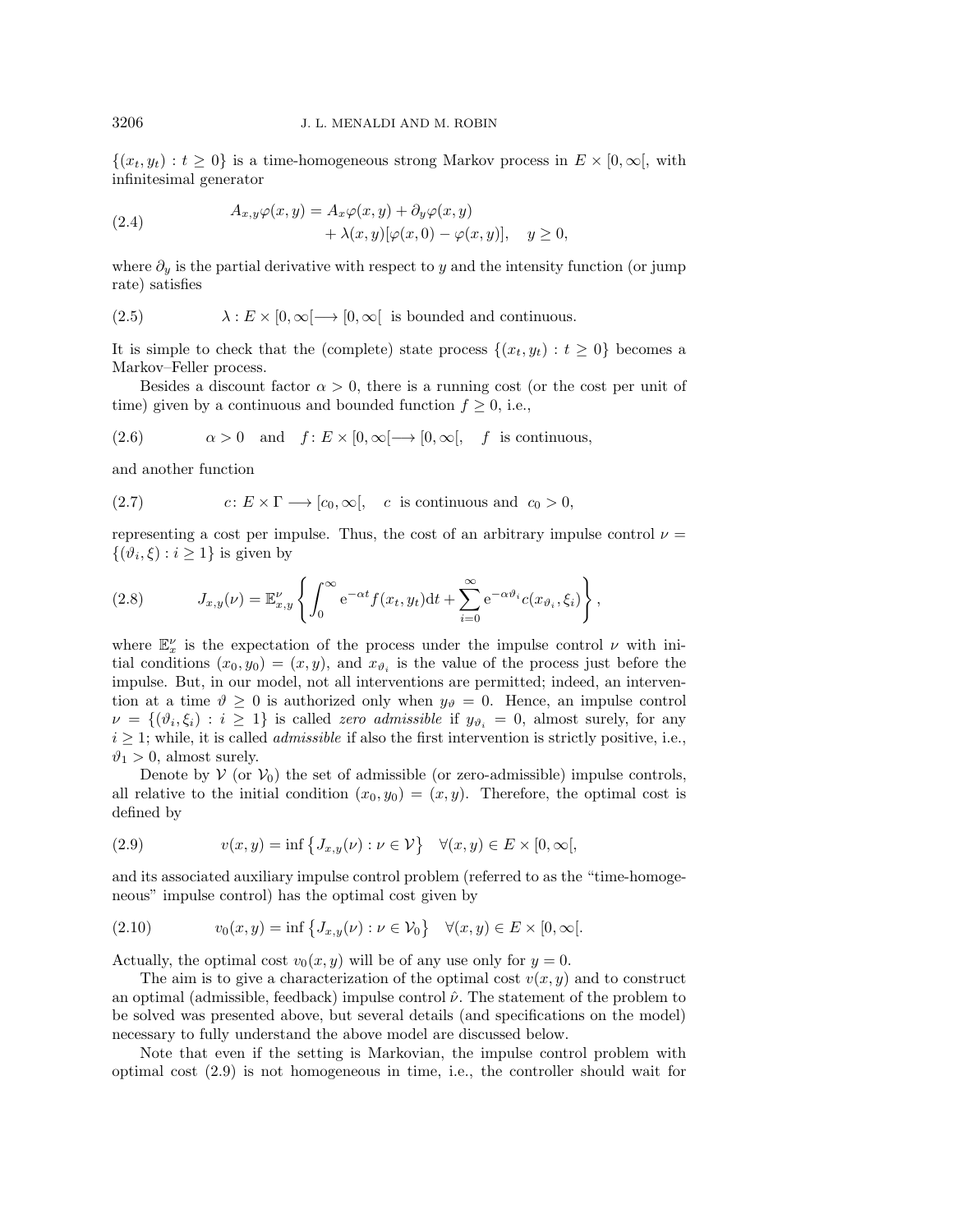$\{(x_t, y_t) : t \geq 0\}$ is a time-homogeneous strong Markov process in $E \times [0, \infty[$, with infinitesimal generator

$$
\begin{aligned}
A_{x,y}\varphi(x,y) = A_x\varphi(x,y) + \partial_y\varphi(x,y) \\
+ \lambda(x,y)[\varphi(x,0) - \varphi(x,y)], \quad y \geq 0,
\end{aligned}
\tag{2.4}
$$

where $\partial_y$ is the partial derivative with respect to $y$ and the intensity function (or jump rate) satisfies

$$
\lambda : E \times [0, \infty[ \longrightarrow [0, \infty[ \text{ is bounded and continuous.} \tag{2.5}
$$

It is simple to check that the (complete) state process $\{(x_t, y_t) : t \geq 0\}$ becomes a Markov–Feller process.

Besides a discount factor $\alpha > 0$, there is a running cost (or the cost per unit of time) given by a continuous and bounded function $f \geq 0$, i.e.,

$$
\alpha > 0 \quad \text{and} \quad f \colon E \times [0, \infty[ \longrightarrow [0, \infty[, \quad f \text{ is continuous,} \tag{2.6}
$$

and another function

$$
c \colon E \times \Gamma \longrightarrow [c_0, \infty[, \quad c \text{ is continuous and } c_0 > 0, \tag{2.7}
$$

representing a cost per impulse. Thus, the cost of an arbitrary impulse control $\nu = \{(\vartheta_i, \xi) : i \geq 1\}$ is given by

$$
J_{x,y}(\nu) = \mathbb{E}^{\nu}_{x,y}\left\{\int_0^\infty \mathrm{e}^{-\alpha t} f(x_t, y_t)\mathrm{d}t + \sum_{i=0}^{\infty} \mathrm{e}^{-\alpha\vartheta_i} c(x_{\vartheta_i}, \xi_i)\right\}, \tag{2.8}
$$

where $\mathbb{E}^{\nu}_x$ is the expectation of the process under the impulse control $\nu$ with initial conditions $(x_0, y_0) = (x, y)$, and $x_{\vartheta_i}$ is the value of the process just before the impulse. But, in our model, not all interventions are permitted; indeed, an intervention at a time $\vartheta \geq 0$ is authorized only when $y_\vartheta = 0$. Hence, an impulse control $\nu = \{(\vartheta_i, \xi_i) : i \geq 1\}$ is called *zero admissible* if $y_{\vartheta_i} = 0$, almost surely, for any $i \geq 1$; while, it is called *admissible* if also the first intervention is strictly positive, i.e., $\vartheta_1 > 0$, almost surely.

Denote by $\mathcal{V}$ (or $\mathcal{V}_0$) the set of admissible (or zero-admissible) impulse controls, all relative to the initial condition $(x_0, y_0) = (x, y)$. Therefore, the optimal cost is defined by

$$
v(x,y) = \inf\left\{J_{x,y}(\nu) : \nu \in \mathcal{V}\right\} \quad \forall (x,y) \in E \times [0, \infty[, \tag{2.9}
$$

and its associated auxiliary impulse control problem (referred to as the "time-homogeneous" impulse control) has the optimal cost given by

$$
v_0(x,y) = \inf\left\{J_{x,y}(\nu) : \nu \in \mathcal{V}_0\right\} \quad \forall (x,y) \in E \times [0, \infty[. \tag{2.10}
$$

Actually, the optimal cost $v_0(x, y)$ will be of any use only for $y = 0$.

The aim is to give a characterization of the optimal cost $v(x, y)$ and to construct an optimal (admissible, feedback) impulse control $\hat{\nu}$. The statement of the problem to be solved was presented above, but several details (and specifications on the model) necessary to fully understand the above model are discussed below.

Note that even if the setting is Markovian, the impulse control problem with optimal cost (2.9) is not homogeneous in time, i.e., the controller should wait for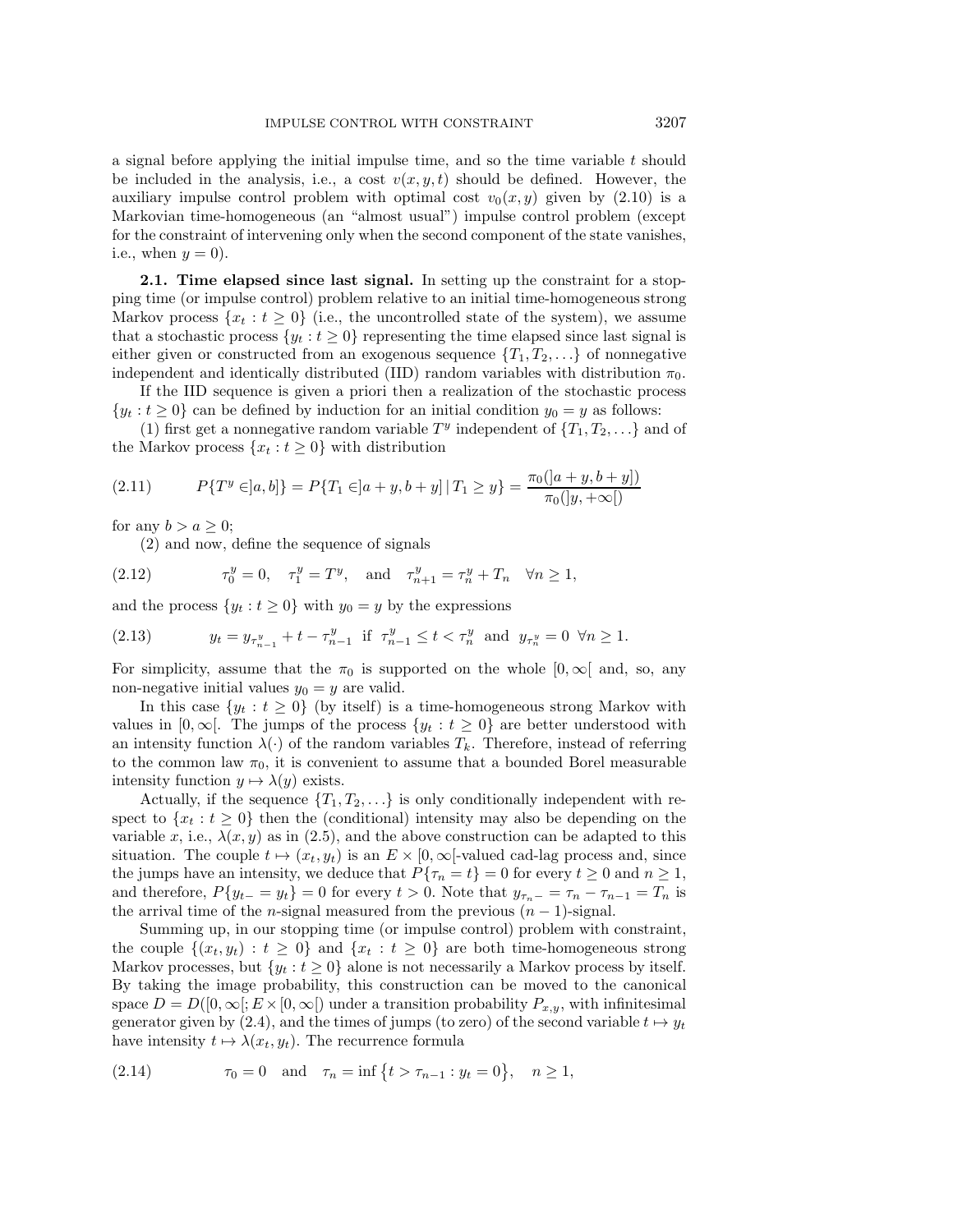a signal before applying the initial impulse time, and so the time variable $t$ should be included in the analysis, i.e., a cost $v(x, y, t)$ should be defined. However, the auxiliary impulse control problem with optimal cost $v_0(x, y)$ given by (2.10) is a Markovian time-homogeneous (an "almost usual") impulse control problem (except for the constraint of intervening only when the second component of the state vanishes, i.e., when $y = 0$).

**2.1. Time elapsed since last signal.** In setting up the constraint for a stopping time (or impulse control) problem relative to an initial time-homogeneous strong Markov process $\{x_t : t \geq 0\}$ (i.e., the uncontrolled state of the system), we assume that a stochastic process $\{y_t : t \geq 0\}$ representing the time elapsed since last signal is either given or constructed from an exogenous sequence $\{T_1, T_2, \ldots\}$ of nonnegative independent and identically distributed (IID) random variables with distribution $\pi_0$.

If the IID sequence is given a priori then a realization of the stochastic process $\{y_t : t \geq 0\}$ can be defined by induction for an initial condition $y_0 = y$ as follows:

(1) first get a nonnegative random variable $T^y$ independent of $\{T_1, T_2, \ldots\}$ and of the Markov process $\{x_t : t \geq 0\}$ with distribution

$$P\{T^y \in ]a, b]\} = P\{T_1 \in ]a + y, b + y] \,|\, T_1 \geq y\} = \frac{\pi_0(]a + y, b + y])}{\pi_0(]y, +\infty[)} \tag{2.11}$$

for any $b > a \geq 0$;

(2) and now, define the sequence of signals

$$\tau_0^y = 0, \quad \tau_1^y = T^y, \quad \text{and} \quad \tau_{n+1}^y = \tau_n^y + T_n \quad \forall n \geq 1, \tag{2.12}$$

and the process $\{y_t : t \geq 0\}$ with $y_0 = y$ by the expressions

$$y_t = y_{\tau_{n-1}^y} + t - \tau_{n-1}^y \;\; \text{if} \;\; \tau_{n-1}^y \leq t < \tau_n^y \;\; \text{and} \;\; y_{\tau_n^y} = 0 \;\; \forall n \geq 1. \tag{2.13}$$

For simplicity, assume that the $\pi_0$ is supported on the whole $[0, \infty[$ and, so, any non-negative initial values $y_0 = y$ are valid.

In this case $\{y_t : t \geq 0\}$ (by itself) is a time-homogeneous strong Markov with values in $[0, \infty[$. The jumps of the process $\{y_t : t \geq 0\}$ are better understood with an intensity function $\lambda(\cdot)$ of the random variables $T_k$. Therefore, instead of referring to the common law $\pi_0$, it is convenient to assume that a bounded Borel measurable intensity function $y \mapsto \lambda(y)$ exists.

Actually, if the sequence $\{T_1, T_2, \ldots\}$ is only conditionally independent with respect to $\{x_t : t \geq 0\}$ then the (conditional) intensity may also be depending on the variable $x$, i.e., $\lambda(x, y)$ as in (2.5), and the above construction can be adapted to this situation. The couple $t \mapsto (x_t, y_t)$ is an $E \times [0, \infty[$-valued cad-lag process and, since the jumps have an intensity, we deduce that $P\{\tau_n = t\} = 0$ for every $t \geq 0$ and $n \geq 1$, and therefore, $P\{y_{t-} = y_t\} = 0$ for every $t > 0$. Note that $y_{\tau_n -} = \tau_n - \tau_{n-1} = T_n$ is the arrival time of the $n$-signal measured from the previous $(n-1)$-signal.

Summing up, in our stopping time (or impulse control) problem with constraint, the couple $\{(x_t, y_t) : t \geq 0\}$ and $\{x_t : t \geq 0\}$ are both time-homogeneous strong Markov processes, but $\{y_t : t \geq 0\}$ alone is not necessarily a Markov process by itself. By taking the image probability, this construction can be moved to the canonical space $D = D([0, \infty[; E \times [0, \infty[)$ under a transition probability $P_{x,y}$, with infinitesimal generator given by (2.4), and the times of jumps (to zero) of the second variable $t \mapsto y_t$ have intensity $t \mapsto \lambda(x_t, y_t)$. The recurrence formula

$$\tau_0 = 0 \quad \text{and} \quad \tau_n = \inf\big\{t > \tau_{n-1} : y_t = 0\big\}, \quad n \geq 1, \tag{2.14}$$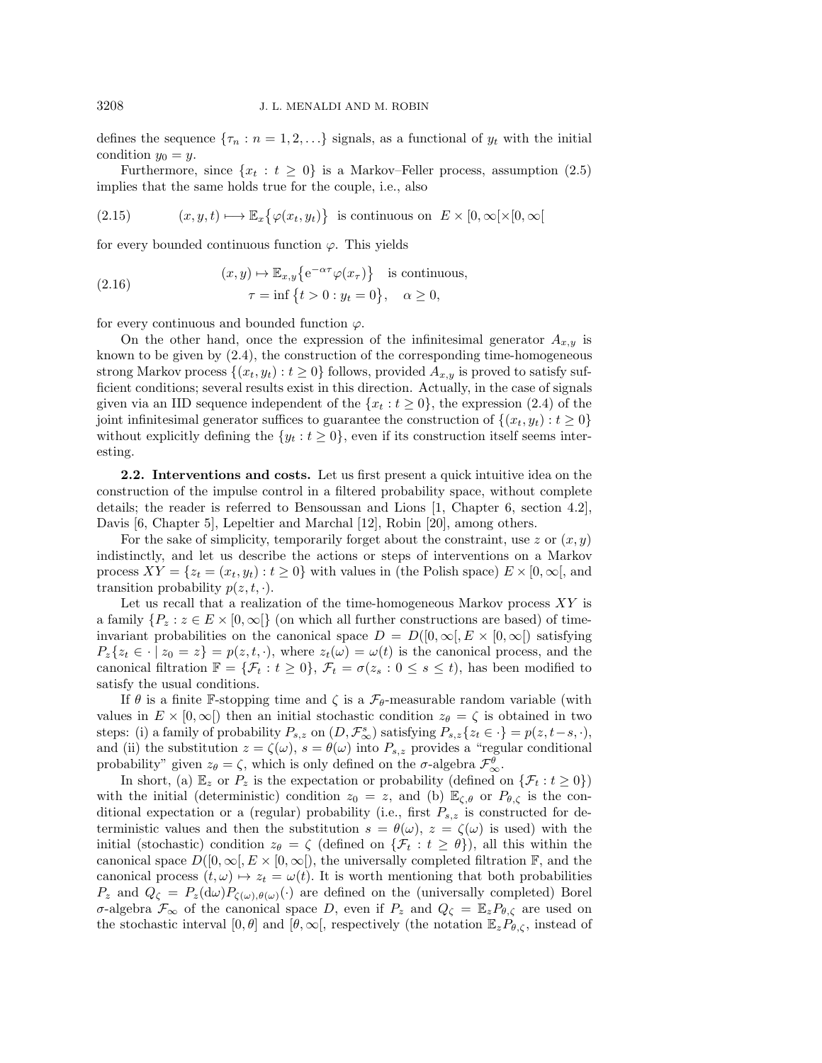defines the sequence $\{\tau_n : n = 1, 2, \ldots\}$ signals, as a functional of $y_t$ with the initial condition $y_0 = y$.

Furthermore, since $\{x_t : t \geq 0\}$ is a Markov–Feller process, assumption (2.5) implies that the same holds true for the couple, i.e., also

$$
(x, y, t) \longmapsto \mathbb{E}_x\{\varphi(x_t, y_t)\} \quad \text{is continuous on } \; E \times [0, \infty[ \times [0, \infty[ \tag{2.15}
$$

for every bounded continuous function $\varphi$. This yields

$$
\begin{aligned}
&(x, y) \mapsto \mathbb{E}_{x,y}\{\mathrm{e}^{-\alpha\tau}\varphi(x_\tau)\} \quad \text{is continuous,} \\
&\tau = \inf\{t > 0 : y_t = 0\}, \quad \alpha \geq 0,
\end{aligned} \tag{2.16}
$$

for every continuous and bounded function $\varphi$.

On the other hand, once the expression of the infinitesimal generator $A_{x,y}$ is known to be given by (2.4), the construction of the corresponding time-homogeneous strong Markov process $\{(x_t, y_t) : t \geq 0\}$ follows, provided $A_{x,y}$ is proved to satisfy sufficient conditions; several results exist in this direction. Actually, in the case of signals given via an IID sequence independent of the $\{x_t : t \geq 0\}$, the expression (2.4) of the joint infinitesimal generator suffices to guarantee the construction of $\{(x_t, y_t) : t \geq 0\}$ without explicitly defining the $\{y_t : t \geq 0\}$, even if its construction itself seems interesting.

**2.2. Interventions and costs.** Let us first present a quick intuitive idea on the construction of the impulse control in a filtered probability space, without complete details; the reader is referred to Bensoussan and Lions [1, Chapter 6, section 4.2], Davis [6, Chapter 5], Lepeltier and Marchal [12], Robin [20], among others.

For the sake of simplicity, temporarily forget about the constraint, use $z$ or $(x, y)$ indistinctly, and let us describe the actions or steps of interventions on a Markov process $XY = \{z_t = (x_t, y_t) : t \geq 0\}$ with values in (the Polish space) $E \times [0, \infty[$, and transition probability $p(z, t, \cdot)$.

Let us recall that a realization of the time-homogeneous Markov process $XY$ is a family $\{P_z : z \in E \times [0, \infty[\}$ (on which all further constructions are based) of time-invariant probabilities on the canonical space $D = D([0, \infty[, E \times [0, \infty[)$ satisfying $P_z\{z_t \in \cdot \mid z_0 = z\} = p(z, t, \cdot)$, where $z_t(\omega) = \omega(t)$ is the canonical process, and the canonical filtration $\mathbb{F} = \{\mathcal{F}_t : t \geq 0\}$, $\mathcal{F}_t = \sigma(z_s : 0 \leq s \leq t)$, has been modified to satisfy the usual conditions.

If $\theta$ is a finite $\mathbb{F}$-stopping time and $\zeta$ is a $\mathcal{F}_\theta$-measurable random variable (with values in $E \times [0, \infty[$) then an initial stochastic condition $z_\theta = \zeta$ is obtained in two steps: (i) a family of probability $P_{s,z}$ on $(D, \mathcal{F}^s_\infty)$ satisfying $P_{s,z}\{z_t \in \cdot\} = p(z, t - s, \cdot)$, and (ii) the substitution $z = \zeta(\omega)$, $s = \theta(\omega)$ into $P_{s,z}$ provides a "regular conditional probability" given $z_\theta = \zeta$, which is only defined on the $\sigma$-algebra $\mathcal{F}^\theta_\infty$.

In short, (a) $\mathbb{E}_z$ or $P_z$ is the expectation or probability (defined on $\{\mathcal{F}_t : t \geq 0\}$) with the initial (deterministic) condition $z_0 = z$, and (b) $\mathbb{E}_{\zeta,\theta}$ or $P_{\theta,\zeta}$ is the conditional expectation or a (regular) probability (i.e., first $P_{s,z}$ is constructed for deterministic values and then the substitution $s = \theta(\omega)$, $z = \zeta(\omega)$ is used) with the initial (stochastic) condition $z_\theta = \zeta$ (defined on $\{\mathcal{F}_t : t \geq \theta\}$), all this within the canonical space $D([0, \infty[, E \times [0, \infty[)$, the universally completed filtration $\mathbb{F}$, and the canonical process $(t, \omega) \mapsto z_t = \omega(t)$. It is worth mentioning that both probabilities $P_z$ and $Q_\zeta = P_z(\mathrm{d}\omega)P_{\zeta(\omega),\theta(\omega)}(\cdot)$ are defined on the (universally completed) Borel $\sigma$-algebra $\mathcal{F}_\infty$ of the canonical space $D$, even if $P_z$ and $Q_\zeta = \mathbb{E}_z P_{\theta,\zeta}$ are used on the stochastic interval $[0, \theta]$ and $[\theta, \infty[$, respectively (the notation $\mathbb{E}_z P_{\theta,\zeta}$, instead of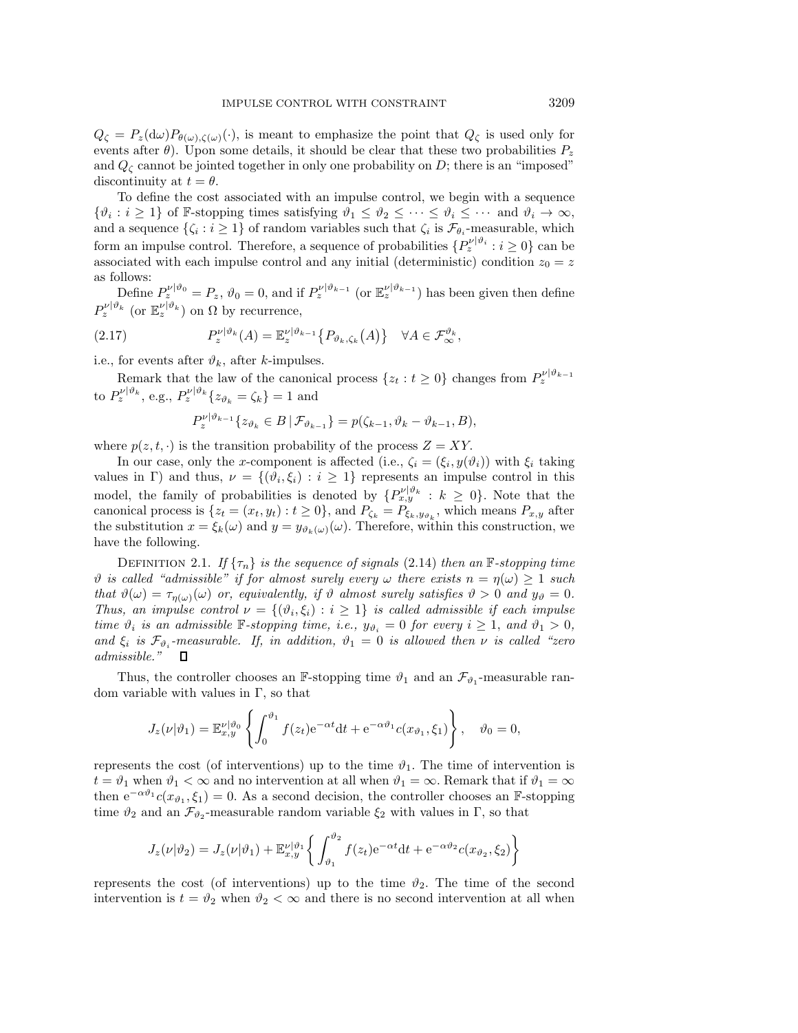$Q_\zeta = P_z(\mathrm{d}\omega)P_{\theta(\omega),\zeta(\omega)}(\cdot)$, is meant to emphasize the point that $Q_\zeta$ is used only for events after $\theta$). Upon some details, it should be clear that these two probabilities $P_z$ and $Q_\zeta$ cannot be jointed together in only one probability on $D$; there is an "imposed" discontinuity at $t = \theta$.

To define the cost associated with an impulse control, we begin with a sequence $\{\vartheta_i : i \geq 1\}$ of $\mathbb{F}$-stopping times satisfying $\vartheta_1 \leq \vartheta_2 \leq \cdots \leq \vartheta_i \leq \cdots$ and $\vartheta_i \to \infty$, and a sequence $\{\zeta_i : i \geq 1\}$ of random variables such that $\zeta_i$ is $\mathcal{F}_{\theta_i}$-measurable, which form an impulse control. Therefore, a sequence of probabilities $\{P_z^{\nu|\vartheta_i} : i \geq 0\}$ can be associated with each impulse control and any initial (deterministic) condition $z_0 = z$ as follows:

Define $P_z^{\nu|\vartheta_0} = P_z$, $\vartheta_0 = 0$, and if $P_z^{\nu|\vartheta_{k-1}}$ (or $\mathbb{E}_z^{\nu|\vartheta_{k-1}}$) has been given then define $P_z^{\nu|\vartheta_k}$ (or $\mathbb{E}_z^{\nu|\vartheta_k}$) on $\Omega$ by recurrence,

$$P_z^{\nu|\vartheta_k}(A) = \mathbb{E}_z^{\nu|\vartheta_{k-1}}\big\{P_{\vartheta_k,\zeta_k}\big(A\big)\big\} \quad \forall A \in \mathcal{F}_\infty^{\vartheta_k}, \tag{2.17}$$

i.e., for events after $\vartheta_k$, after $k$-impulses.

Remark that the law of the canonical process $\{z_t : t \geq 0\}$ changes from $P_z^{\nu|\vartheta_{k-1}}$ to $P_z^{\nu|\vartheta_k}$, e.g., $P_z^{\nu|\vartheta_k}\{z_{\vartheta_k} = \zeta_k\} = 1$ and

$$P_z^{\nu|\vartheta_{k-1}}\{z_{\vartheta_k} \in B \,|\, \mathcal{F}_{\vartheta_{k-1}}\} = p(\zeta_{k-1}, \vartheta_k - \vartheta_{k-1}, B),$$

where $p(z, t, \cdot)$ is the transition probability of the process $Z = XY$.

In our case, only the $x$-component is affected (i.e., $\zeta_i = (\xi_i, y(\vartheta_i))$ with $\xi_i$ taking values in $\Gamma$) and thus, $\nu = \{(\vartheta_i, \xi_i) : i \geq 1\}$ represents an impulse control in this model, the family of probabilities is denoted by $\{P_{x,y}^{\nu|\vartheta_k} : k \geq 0\}$. Note that the canonical process is $\{z_t = (x_t, y_t) : t \geq 0\}$, and $P_{\zeta_k} = P_{\xi_k, y_{\vartheta_k}}$, which means $P_{x,y}$ after the substitution $x = \xi_k(\omega)$ and $y = y_{\vartheta_k(\omega)}(\omega)$. Therefore, within this construction, we have the following.

Definition 2.1. *If $\{\tau_n\}$ is the sequence of signals* (2.14) *then an $\mathbb{F}$-stopping time $\vartheta$ is called "admissible" if for almost surely every $\omega$ there exists $n = \eta(\omega) \geq 1$ such that $\vartheta(\omega) = \tau_{\eta(\omega)}(\omega)$ or, equivalently, if $\vartheta$ almost surely satisfies $\vartheta > 0$ and $y_\vartheta = 0$. Thus, an impulse control $\nu = \{(\vartheta_i, \xi_i) : i \geq 1\}$ is called admissible if each impulse time $\vartheta_i$ is an admissible $\mathbb{F}$-stopping time, i.e., $y_{\vartheta_i} = 0$ for every $i \geq 1$, and $\vartheta_1 > 0$, and $\xi_i$ is $\mathcal{F}_{\vartheta_i}$-measurable. If, in addition, $\vartheta_1 = 0$ is allowed then $\nu$ is called "zero admissible."* □

Thus, the controller chooses an $\mathbb{F}$-stopping time $\vartheta_1$ and an $\mathcal{F}_{\vartheta_1}$-measurable random variable with values in $\Gamma$, so that

$$J_z(\nu|\vartheta_1) = \mathbb{E}_{x,y}^{\nu|\vartheta_0}\left\{\int_0^{\vartheta_1} f(z_t)\mathrm{e}^{-\alpha t}\mathrm{d}t + \mathrm{e}^{-\alpha\vartheta_1}c(x_{\vartheta_1}, \xi_1)\right\}, \quad \vartheta_0 = 0,$$

represents the cost (of interventions) up to the time $\vartheta_1$. The time of intervention is $t = \vartheta_1$ when $\vartheta_1 < \infty$ and no intervention at all when $\vartheta_1 = \infty$. Remark that if $\vartheta_1 = \infty$ then $\mathrm{e}^{-\alpha\vartheta_1}c(x_{\vartheta_1}, \xi_1) = 0$. As a second decision, the controller chooses an $\mathbb{F}$-stopping time $\vartheta_2$ and an $\mathcal{F}_{\vartheta_2}$-measurable random variable $\xi_2$ with values in $\Gamma$, so that

$$J_z(\nu|\vartheta_2) = J_z(\nu|\vartheta_1) + \mathbb{E}_{x,y}^{\nu|\vartheta_1}\left\{\int_{\vartheta_1}^{\vartheta_2} f(z_t)\mathrm{e}^{-\alpha t}\mathrm{d}t + \mathrm{e}^{-\alpha\vartheta_2}c(x_{\vartheta_2}, \xi_2)\right\}$$

represents the cost (of interventions) up to the time $\vartheta_2$. The time of the second intervention is $t = \vartheta_2$ when $\vartheta_2 < \infty$ and there is no second intervention at all when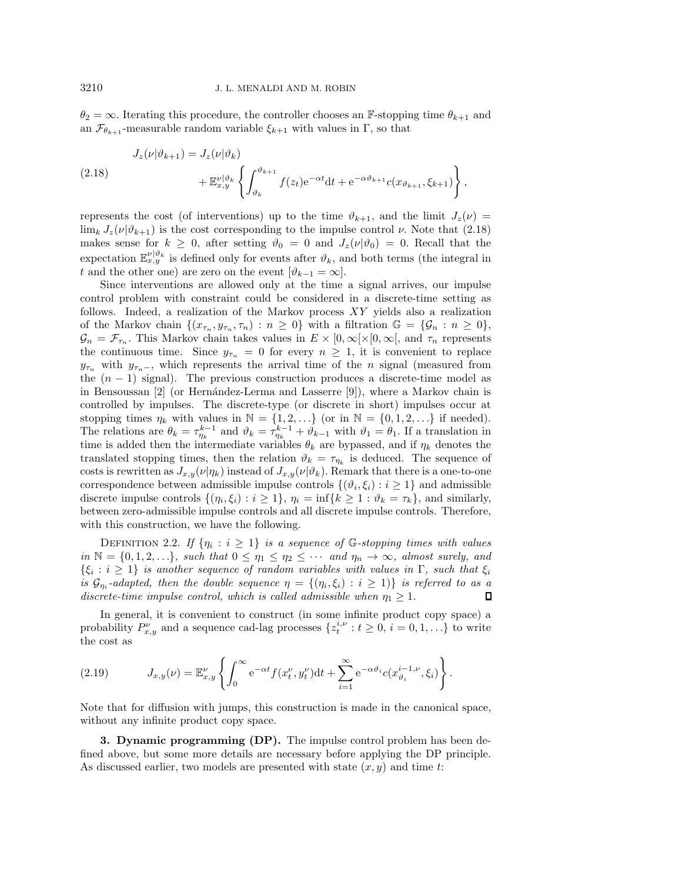$\theta_2 = \infty$. Iterating this procedure, the controller chooses an $\mathbb{F}$-stopping time $\theta_{k+1}$ and an $\mathcal{F}_{\theta_{k+1}}$-measurable random variable $\xi_{k+1}$ with values in $\Gamma$, so that

$$
\begin{aligned}
J_z(\nu|\vartheta_{k+1}) &= J_z(\nu|\vartheta_k) \\
&\quad + \mathbb{E}_{x,y}^{\nu|\vartheta_k}\left\{\int_{\vartheta_k}^{\vartheta_{k+1}} f(z_t)\mathrm{e}^{-\alpha t}\mathrm{d}t + \mathrm{e}^{-\alpha\vartheta_{k+1}}c(x_{\vartheta_{k+1}},\xi_{k+1})\right\},
\end{aligned}
\tag{2.18}
$$

represents the cost (of interventions) up to the time $\vartheta_{k+1}$, and the limit $J_z(\nu) = \lim_k J_z(\nu|\vartheta_{k+1})$ is the cost corresponding to the impulse control $\nu$. Note that (2.18) makes sense for $k \geq 0$, after setting $\vartheta_0 = 0$ and $J_z(\nu|\vartheta_0) = 0$. Recall that the expectation $\mathbb{E}_{x,y}^{\nu|\vartheta_k}$ is defined only for events after $\vartheta_k$, and both terms (the integral in $t$ and the other one) are zero on the event $[\vartheta_{k-1} = \infty]$.

Since interventions are allowed only at the time a signal arrives, our impulse control problem with constraint could be considered in a discrete-time setting as follows. Indeed, a realization of the Markov process $XY$ yields also a realization of the Markov chain $\{(x_{\tau_n}, y_{\tau_n}, \tau_n) : n \geq 0\}$ with a filtration $\mathbb{G} = \{\mathcal{G}_n : n \geq 0\}$, $\mathcal{G}_n = \mathcal{F}_{\tau_n}$. This Markov chain takes values in $E \times [0,\infty[\times[0,\infty[$, and $\tau_n$ represents the continuous time. Since $y_{\tau_n} = 0$ for every $n \geq 1$, it is convenient to replace $y_{\tau_n}$ with $y_{\tau_n-}$, which represents the arrival time of the $n$ signal (measured from the $(n-1)$ signal). The previous construction produces a discrete-time model as in Bensoussan [2] (or Hernández-Lerma and Lasserre [9]), where a Markov chain is controlled by impulses. The discrete-type (or discrete in short) impulses occur at stopping times $\eta_k$ with values in $\mathbb{N} = \{1, 2, \ldots\}$ (or in $\mathbb{N} = \{0, 1, 2, \ldots\}$ if needed). The relations are $\theta_k = \tau_{\eta_k}^{k-1}$ and $\vartheta_k = \tau_{\eta_k}^{k-1} + \vartheta_{k-1}$ with $\vartheta_1 = \theta_1$. If a translation in time is added then the intermediate variables $\theta_k$ are bypassed, and if $\eta_k$ denotes the translated stopping times, then the relation $\vartheta_k = \tau_{\eta_k}$ is deduced. The sequence of costs is rewritten as $J_{x,y}(\nu|\eta_k)$ instead of $J_{x,y}(\nu|\vartheta_k)$. Remark that there is a one-to-one correspondence between admissible impulse controls $\{(\vartheta_i, \xi_i) : i \geq 1\}$ and admissible discrete impulse controls $\{(\eta_i, \xi_i) : i \geq 1\}$, $\eta_i = \inf\{k \geq 1 : \vartheta_k = \tau_k\}$, and similarly, between zero-admissible impulse controls and all discrete impulse controls. Therefore, with this construction, we have the following.

Definition 2.2. *If $\{\eta_i : i \geq 1\}$ is a sequence of $\mathbb{G}$-stopping times with values in $\mathbb{N} = \{0, 1, 2, \ldots\}$, such that $0 \leq \eta_1 \leq \eta_2 \leq \cdots$ and $\eta_n \to \infty$, almost surely, and $\{\xi_i : i \geq 1\}$ is another sequence of random variables with values in $\Gamma$, such that $\xi_i$ is $\mathcal{G}_{\eta_i}$-adapted, then the double sequence $\eta = \{(\eta_i, \xi_i) : i \geq 1)\}$ is referred to as a discrete-time impulse control, which is called admissible when $\eta_1 \geq 1$.* ∎

In general, it is convenient to construct (in some infinite product copy space) a probability $P_{x,y}^{\nu}$ and a sequence cad-lag processes $\{z_t^{i,\nu} : t \geq 0, i = 0, 1, \ldots\}$ to write the cost as

$$
J_{x,y}(\nu) = \mathbb{E}_{x,y}^{\nu}\left\{\int_0^{\infty} \mathrm{e}^{-\alpha t} f(x_t^{\nu}, y_t^{\nu})\mathrm{d}t + \sum_{i=1}^{\infty} \mathrm{e}^{-\alpha\vartheta_i} c(x_{\vartheta_i}^{i-1,\nu}, \xi_i)\right\}.
\tag{2.19}
$$

Note that for diffusion with jumps, this construction is made in the canonical space, without any infinite product copy space.

## 3. Dynamic programming (DP).

The impulse control problem has been defined above, but some more details are necessary before applying the DP principle. As discussed earlier, two models are presented with state $(x, y)$ and time $t$: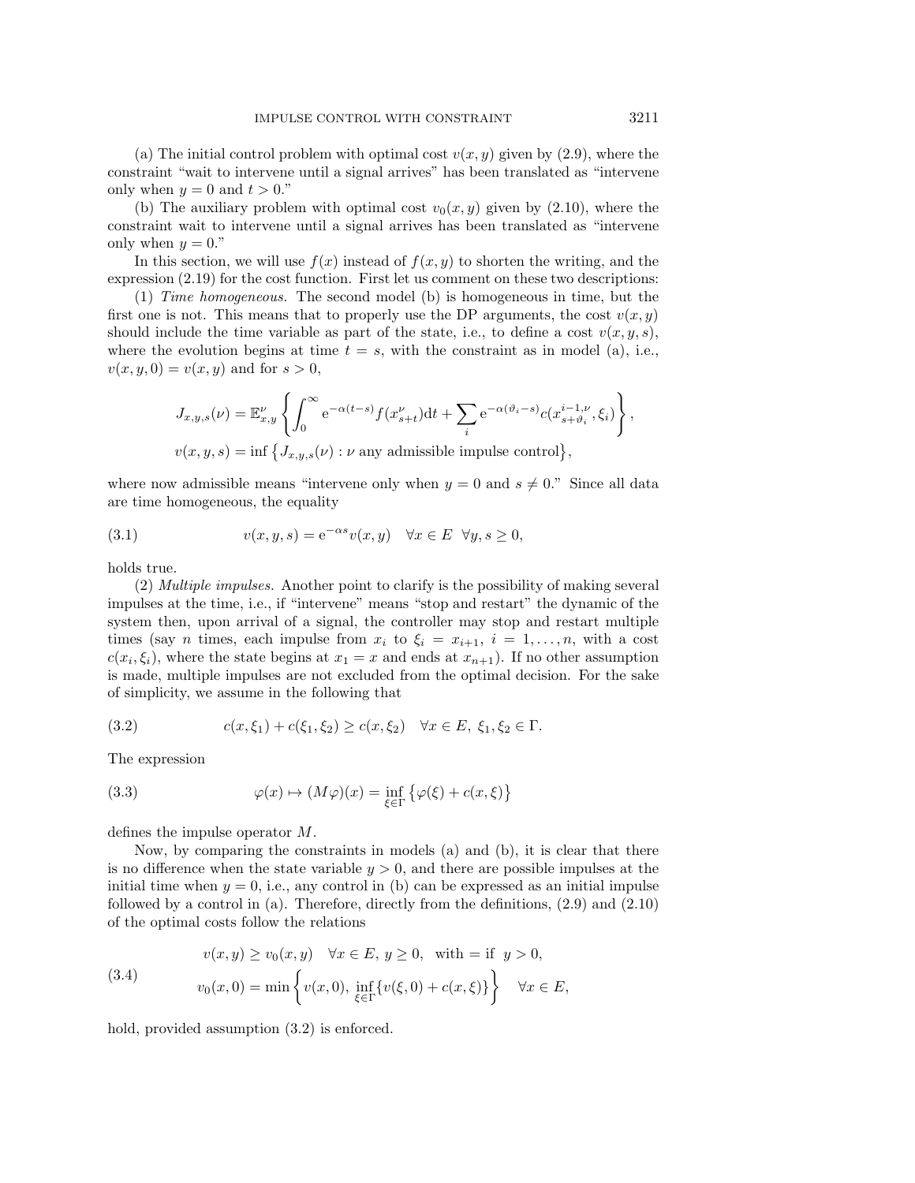(a) The initial control problem with optimal cost $v(x, y)$ given by (2.9), where the constraint "wait to intervene until a signal arrives" has been translated as "intervene only when $y = 0$ and $t > 0$."

(b) The auxiliary problem with optimal cost $v_0(x, y)$ given by (2.10), where the constraint wait to intervene until a signal arrives has been translated as "intervene only when $y = 0$."

In this section, we will use $f(x)$ instead of $f(x, y)$ to shorten the writing, and the expression (2.19) for the cost function. First let us comment on these two descriptions:

(1) *Time homogeneous.* The second model (b) is homogeneous in time, but the first one is not. This means that to properly use the DP arguments, the cost $v(x, y)$ should include the time variable as part of the state, i.e., to define a cost $v(x, y, s)$, where the evolution begins at time $t = s$, with the constraint as in model (a), i.e., $v(x, y, 0) = v(x, y)$ and for $s > 0$,

$$
\begin{aligned}
J_{x,y,s}(\nu) &= \mathbb{E}^{\nu}_{x,y}\left\{\int_0^{\infty} \mathrm{e}^{-\alpha(t-s)} f(x^{\nu}_{s+t})\mathrm{d}t + \sum_i \mathrm{e}^{-\alpha(\vartheta_i - s)} c(x^{i-1,\nu}_{s+\vartheta_i}, \xi_i)\right\}, \\
v(x, y, s) &= \inf\left\{J_{x,y,s}(\nu) : \nu \text{ any admissible impulse control}\right\},
\end{aligned}
$$

where now admissible means "intervene only when $y = 0$ and $s \neq 0$." Since all data are time homogeneous, the equality

$$
v(x, y, s) = \mathrm{e}^{-\alpha s} v(x, y) \quad \forall x \in E \ \ \forall y, s \geq 0, \tag{3.1}
$$

holds true.

(2) *Multiple impulses.* Another point to clarify is the possibility of making several impulses at the time, i.e., if "intervene" means "stop and restart" the dynamic of the system then, upon arrival of a signal, the controller may stop and restart multiple times (say $n$ times, each impulse from $x_i$ to $\xi_i = x_{i+1}$, $i = 1, \ldots, n$, with a cost $c(x_i, \xi_i)$, where the state begins at $x_1 = x$ and ends at $x_{n+1}$). If no other assumption is made, multiple impulses are not excluded from the optimal decision. For the sake of simplicity, we assume in the following that

$$
c(x, \xi_1) + c(\xi_1, \xi_2) \geq c(x, \xi_2) \quad \forall x \in E, \ \xi_1, \xi_2 \in \Gamma. \tag{3.2}
$$

The expression

$$
\varphi(x) \mapsto (M\varphi)(x) = \inf_{\xi \in \Gamma}\left\{\varphi(\xi) + c(x, \xi)\right\} \tag{3.3}
$$

defines the impulse operator $M$.

Now, by comparing the constraints in models (a) and (b), it is clear that there is no difference when the state variable $y > 0$, and there are possible impulses at the initial time when $y = 0$, i.e., any control in (b) can be expressed as an initial impulse followed by a control in (a). Therefore, directly from the definitions, (2.9) and (2.10) of the optimal costs follow the relations

$$
\begin{aligned}
&v(x, y) \geq v_0(x, y) \quad \forall x \in E, \ y \geq 0, \ \ \text{with} = \text{if} \ \ y > 0, \\
&v_0(x, 0) = \min\left\{v(x, 0), \ \inf_{\xi \in \Gamma}\{v(\xi, 0) + c(x, \xi)\}\right\} \quad \forall x \in E,
\end{aligned} \tag{3.4}
$$

hold, provided assumption (3.2) is enforced.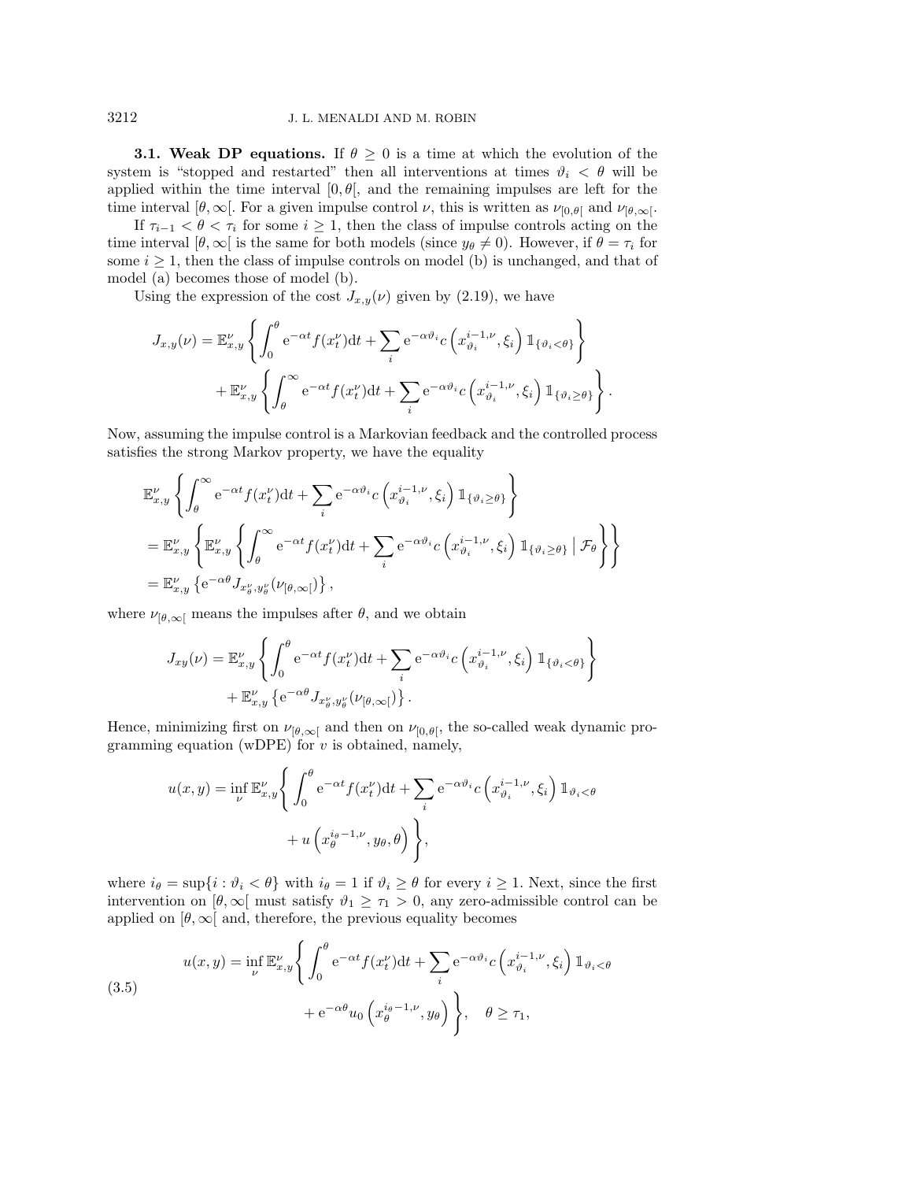**3.1. Weak DP equations.** If $\theta \geq 0$ is a time at which the evolution of the system is "stopped and restarted" then all interventions at times $\vartheta_i < \theta$ will be applied within the time interval $[0, \theta[$, and the remaining impulses are left for the time interval $[\theta, \infty[$. For a given impulse control $\nu$, this is written as $\nu_{[0,\theta[}$ and $\nu_{[\theta,\infty[}$.

If $\tau_{i-1} < \theta < \tau_i$ for some $i \geq 1$, then the class of impulse controls acting on the time interval $[\theta, \infty[$ is the same for both models (since $y_\theta \neq 0$). However, if $\theta = \tau_i$ for some $i \geq 1$, then the class of impulse controls on model (b) is unchanged, and that of model (a) becomes those of model (b).

Using the expression of the cost $J_{x,y}(\nu)$ given by (2.19), we have

$$
\begin{aligned}
J_{x,y}(\nu) = \mathbb{E}^{\nu}_{x,y} &\left\{ \int_0^\theta \mathrm{e}^{-\alpha t} f(x^\nu_t) \mathrm{d}t + \sum_i \mathrm{e}^{-\alpha \vartheta_i} c\left(x^{i-1,\nu}_{\vartheta_i}, \xi_i\right) \mathbb{1}_{\{\vartheta_i < \theta\}} \right\} \\
&+ \mathbb{E}^{\nu}_{x,y} \left\{ \int_\theta^\infty \mathrm{e}^{-\alpha t} f(x^\nu_t) \mathrm{d}t + \sum_i \mathrm{e}^{-\alpha \vartheta_i} c\left(x^{i-1,\nu}_{\vartheta_i}, \xi_i\right) \mathbb{1}_{\{\vartheta_i \geq \theta\}} \right\}.
\end{aligned}
$$

Now, assuming the impulse control is a Markovian feedback and the controlled process satisfies the strong Markov property, we have the equality

$$
\begin{aligned}
&\mathbb{E}^{\nu}_{x,y} \left\{ \int_\theta^\infty \mathrm{e}^{-\alpha t} f(x^\nu_t) \mathrm{d}t + \sum_i \mathrm{e}^{-\alpha \vartheta_i} c\left(x^{i-1,\nu}_{\vartheta_i}, \xi_i\right) \mathbb{1}_{\{\vartheta_i \geq \theta\}} \right\} \\
&= \mathbb{E}^{\nu}_{x,y} \left\{ \mathbb{E}^{\nu}_{x,y} \left\{ \int_\theta^\infty \mathrm{e}^{-\alpha t} f(x^\nu_t) \mathrm{d}t + \sum_i \mathrm{e}^{-\alpha \vartheta_i} c\left(x^{i-1,\nu}_{\vartheta_i}, \xi_i\right) \mathbb{1}_{\{\vartheta_i \geq \theta\}} \mid \mathcal{F}_\theta \right\} \right\} \\
&= \mathbb{E}^{\nu}_{x,y} \left\{ \mathrm{e}^{-\alpha\theta} J_{x^\nu_\theta, y^\nu_\theta}(\nu_{[\theta,\infty[}) \right\},
\end{aligned}
$$

where $\nu_{[\theta,\infty[}$ means the impulses after $\theta$, and we obtain

$$
\begin{aligned}
J_{xy}(\nu) = \mathbb{E}^{\nu}_{x,y} &\left\{ \int_0^\theta \mathrm{e}^{-\alpha t} f(x^\nu_t) \mathrm{d}t + \sum_i \mathrm{e}^{-\alpha \vartheta_i} c\left(x^{i-1,\nu}_{\vartheta_i}, \xi_i\right) \mathbb{1}_{\{\vartheta_i < \theta\}} \right\} \\
&+ \mathbb{E}^{\nu}_{x,y} \left\{ \mathrm{e}^{-\alpha\theta} J_{x^\nu_\theta, y^\nu_\theta}(\nu_{[\theta,\infty[}) \right\}.
\end{aligned}
$$

Hence, minimizing first on $\nu_{[\theta,\infty[}$ and then on $\nu_{[0,\theta[}$, the so-called weak dynamic programming equation (wDPE) for $v$ is obtained, namely,

$$
\begin{aligned}
u(x,y) = \inf_\nu \mathbb{E}^{\nu}_{x,y} \bigg\{ &\int_0^\theta \mathrm{e}^{-\alpha t} f(x^\nu_t) \mathrm{d}t + \sum_i \mathrm{e}^{-\alpha \vartheta_i} c\left(x^{i-1,\nu}_{\vartheta_i}, \xi_i\right) \mathbb{1}_{\vartheta_i < \theta} \\
&+ u\left(x^{i_\theta - 1,\nu}_\theta, y_\theta, \theta\right) \bigg\},
\end{aligned}
$$

where $i_\theta = \sup\{i : \vartheta_i < \theta\}$ with $i_\theta = 1$ if $\vartheta_i \geq \theta$ for every $i \geq 1$. Next, since the first intervention on $[\theta, \infty[$ must satisfy $\vartheta_1 \geq \tau_1 > 0$, any zero-admissible control can be applied on $[\theta, \infty[$ and, therefore, the previous equality becomes

$$
\begin{aligned}
u(x,y) = \inf_\nu \mathbb{E}^{\nu}_{x,y} \bigg\{ &\int_0^\theta \mathrm{e}^{-\alpha t} f(x^\nu_t) \mathrm{d}t + \sum_i \mathrm{e}^{-\alpha \vartheta_i} c\left(x^{i-1,\nu}_{\vartheta_i}, \xi_i\right) \mathbb{1}_{\vartheta_i < \theta} \\
&+ \mathrm{e}^{-\alpha\theta} u_0\left(x^{i_\theta - 1,\nu}_\theta, y_\theta\right) \bigg\}, \quad \theta \geq \tau_1,
\end{aligned}
\tag{3.5}
$$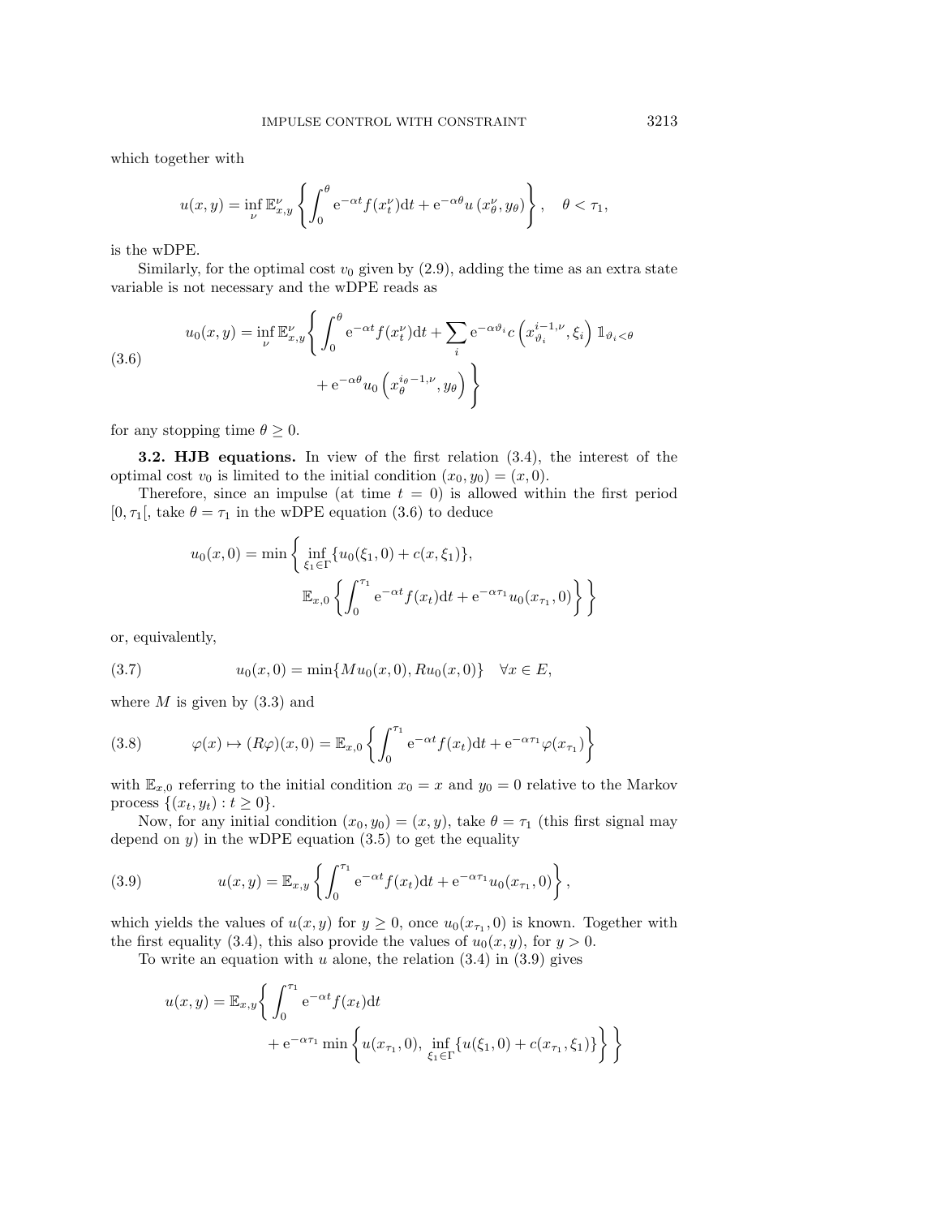which together with

$$u(x,y) = \inf_{\nu} \mathbb{E}^{\nu}_{x,y} \left\{ \int_0^{\theta} \mathrm{e}^{-\alpha t} f(x^{\nu}_t) \mathrm{d}t + \mathrm{e}^{-\alpha \theta} u\left(x^{\nu}_{\theta}, y_{\theta}\right) \right\}, \quad \theta < \tau_1,$$

is the wDPE.

Similarly, for the optimal cost $v_0$ given by (2.9), adding the time as an extra state variable is not necessary and the wDPE reads as

$$u_0(x,y) = \inf_{\nu} \mathbb{E}^{\nu}_{x,y} \Bigg\{ \int_0^{\theta} \mathrm{e}^{-\alpha t} f(x^{\nu}_t) \mathrm{d}t + \sum_i \mathrm{e}^{-\alpha \vartheta_i} c\left(x^{i-1,\nu}_{\vartheta_i}, \xi_i\right) \mathbb{1}_{\vartheta_i < \theta} + \mathrm{e}^{-\alpha \theta} u_0\left(x^{i_\theta - 1,\nu}_{\theta}, y_{\theta}\right) \Bigg\} \tag{3.6}$$

for any stopping time $\theta \geq 0$.

**3.2. HJB equations.** In view of the first relation (3.4), the interest of the optimal cost $v_0$ is limited to the initial condition $(x_0, y_0) = (x, 0)$.

Therefore, since an impulse (at time $t = 0$) is allowed within the first period $[0, \tau_1[$, take $\theta = \tau_1$ in the wDPE equation (3.6) to deduce

$$u_0(x,0) = \min \Bigg\{ \inf_{\xi_1 \in \Gamma} \{u_0(\xi_1, 0) + c(x, \xi_1)\}, \mathbb{E}_{x,0} \left\{ \int_0^{\tau_1} \mathrm{e}^{-\alpha t} f(x_t) \mathrm{d}t + \mathrm{e}^{-\alpha \tau_1} u_0(x_{\tau_1}, 0) \right\} \Bigg\}$$

or, equivalently,

$$u_0(x,0) = \min\{M u_0(x,0), R u_0(x,0)\} \quad \forall x \in E, \tag{3.7}$$

where $M$ is given by (3.3) and

$$\varphi(x) \mapsto (R\varphi)(x,0) = \mathbb{E}_{x,0} \left\{ \int_0^{\tau_1} \mathrm{e}^{-\alpha t} f(x_t) \mathrm{d}t + \mathrm{e}^{-\alpha \tau_1} \varphi(x_{\tau_1}) \right\} \tag{3.8}$$

with $\mathbb{E}_{x,0}$ referring to the initial condition $x_0 = x$ and $y_0 = 0$ relative to the Markov process $\{(x_t, y_t) : t \geq 0\}$.

Now, for any initial condition $(x_0, y_0) = (x, y)$, take $\theta = \tau_1$ (this first signal may depend on $y$) in the wDPE equation (3.5) to get the equality

$$u(x,y) = \mathbb{E}_{x,y} \left\{ \int_0^{\tau_1} \mathrm{e}^{-\alpha t} f(x_t) \mathrm{d}t + \mathrm{e}^{-\alpha \tau_1} u_0(x_{\tau_1}, 0) \right\}, \tag{3.9}$$

which yields the values of $u(x,y)$ for $y \geq 0$, once $u_0(x_{\tau_1}, 0)$ is known. Together with the first equality (3.4), this also provide the values of $u_0(x,y)$, for $y > 0$.

To write an equation with $u$ alone, the relation (3.4) in (3.9) gives

$$u(x,y) = \mathbb{E}_{x,y} \Bigg\{ \int_0^{\tau_1} \mathrm{e}^{-\alpha t} f(x_t) \mathrm{d}t + \mathrm{e}^{-\alpha \tau_1} \min \left\{ u(x_{\tau_1}, 0),\ \inf_{\xi_1 \in \Gamma} \{u(\xi_1, 0) + c(x_{\tau_1}, \xi_1)\} \right\} \Bigg\}$$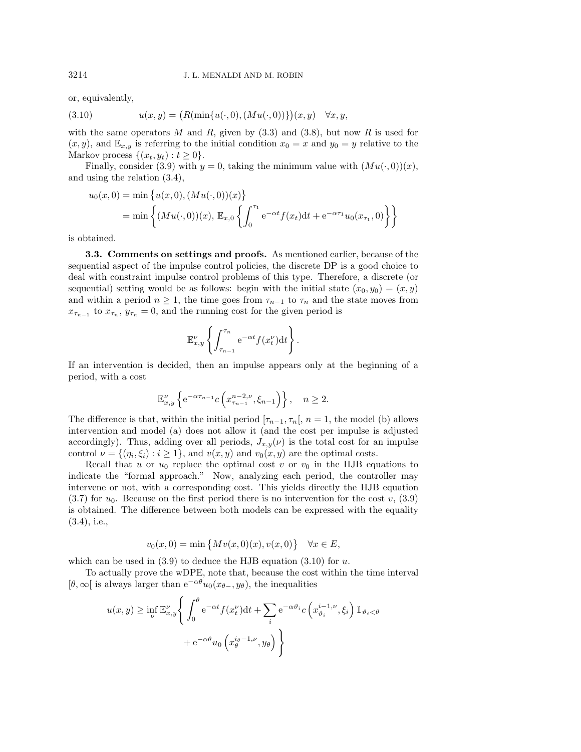or, equivalently,

$$u(x,y) = \big(R(\min\{u(\cdot,0),(Mu(\cdot,0))\}\big)(x,y) \quad \forall x,y, \tag{3.10}$$

with the same operators $M$ and $R$, given by (3.3) and (3.8), but now $R$ is used for $(x,y)$, and $\mathbb{E}_{x,y}$ is referring to the initial condition $x_0 = x$ and $y_0 = y$ relative to the Markov process $\{(x_t,y_t) : t \geq 0\}$.

Finally, consider (3.9) with $y = 0$, taking the minimum value with $(Mu(\cdot,0))(x)$, and using the relation (3.4),

$$\begin{aligned} u_0(x,0) &= \min\big\{u(x,0),(Mu(\cdot,0))(x)\big\} \\ &= \min\left\{(Mu(\cdot,0))(x),\, \mathbb{E}_{x,0}\left\{\int_0^{\tau_1} \mathrm{e}^{-\alpha t} f(x_t)\mathrm{d}t + \mathrm{e}^{-\alpha\tau_1} u_0(x_{\tau_1},0)\right\}\right\} \end{aligned}$$

is obtained.

**3.3. Comments on settings and proofs.** As mentioned earlier, because of the sequential aspect of the impulse control policies, the discrete DP is a good choice to deal with constraint impulse control problems of this type. Therefore, a discrete (or sequential) setting would be as follows: begin with the initial state $(x_0,y_0) = (x,y)$ and within a period $n \geq 1$, the time goes from $\tau_{n-1}$ to $\tau_n$ and the state moves from $x_{\tau_{n-1}}$ to $x_{\tau_n}$, $y_{\tau_n} = 0$, and the running cost for the given period is

$$\mathbb{E}^{\nu}_{x,y}\left\{\int_{\tau_{n-1}}^{\tau_n} \mathrm{e}^{-\alpha t} f(x^{\nu}_t)\mathrm{d}t\right\}.$$

If an intervention is decided, then an impulse appears only at the beginning of a period, with a cost

$$\mathbb{E}^{\nu}_{x,y}\left\{\mathrm{e}^{-\alpha\tau_{n-1}} c\left(x^{n-2,\nu}_{\tau_{n-1}},\xi_{n-1}\right)\right\}, \quad n \geq 2.$$

The difference is that, within the initial period $[\tau_{n-1},\tau_n[$, $n = 1$, the model (b) allows intervention and model (a) does not allow it (and the cost per impulse is adjusted accordingly). Thus, adding over all periods, $J_{x,y}(\nu)$ is the total cost for an impulse control $\nu = \{(\eta_i,\xi_i) : i \geq 1\}$, and $v(x,y)$ and $v_0(x,y)$ are the optimal costs.

Recall that $u$ or $u_0$ replace the optimal cost $v$ or $v_0$ in the HJB equations to indicate the "formal approach." Now, analyzing each period, the controller may intervene or not, with a corresponding cost. This yields directly the HJB equation (3.7) for $u_0$. Because on the first period there is no intervention for the cost $v$, (3.9) is obtained. The difference between both models can be expressed with the equality (3.4), i.e.,

$$v_0(x,0) = \min\big\{Mv(x,0)(x), v(x,0)\big\} \quad \forall x \in E,$$

which can be used in (3.9) to deduce the HJB equation (3.10) for $u$.

To actually prove the wDPE, note that, because the cost within the time interval $[\theta,\infty[$ is always larger than $\mathrm{e}^{-\alpha\theta}u_0(x_{\theta-},y_\theta)$, the inequalities

$$\begin{aligned} u(x,y) \geq \inf_{\nu} \mathbb{E}^{\nu}_{x,y}\bigg\{ &\int_0^{\theta} \mathrm{e}^{-\alpha t} f(x^{\nu}_t)\mathrm{d}t + \sum_i \mathrm{e}^{-\alpha\vartheta_i} c\left(x^{i-1,\nu}_{\vartheta_i},\xi_i\right) \mathbb{1}_{\vartheta_i<\theta} \\ &+ \mathrm{e}^{-\alpha\theta} u_0\left(x^{i_\theta-1,\nu}_{\theta},y_\theta\right)\bigg\} \end{aligned}$$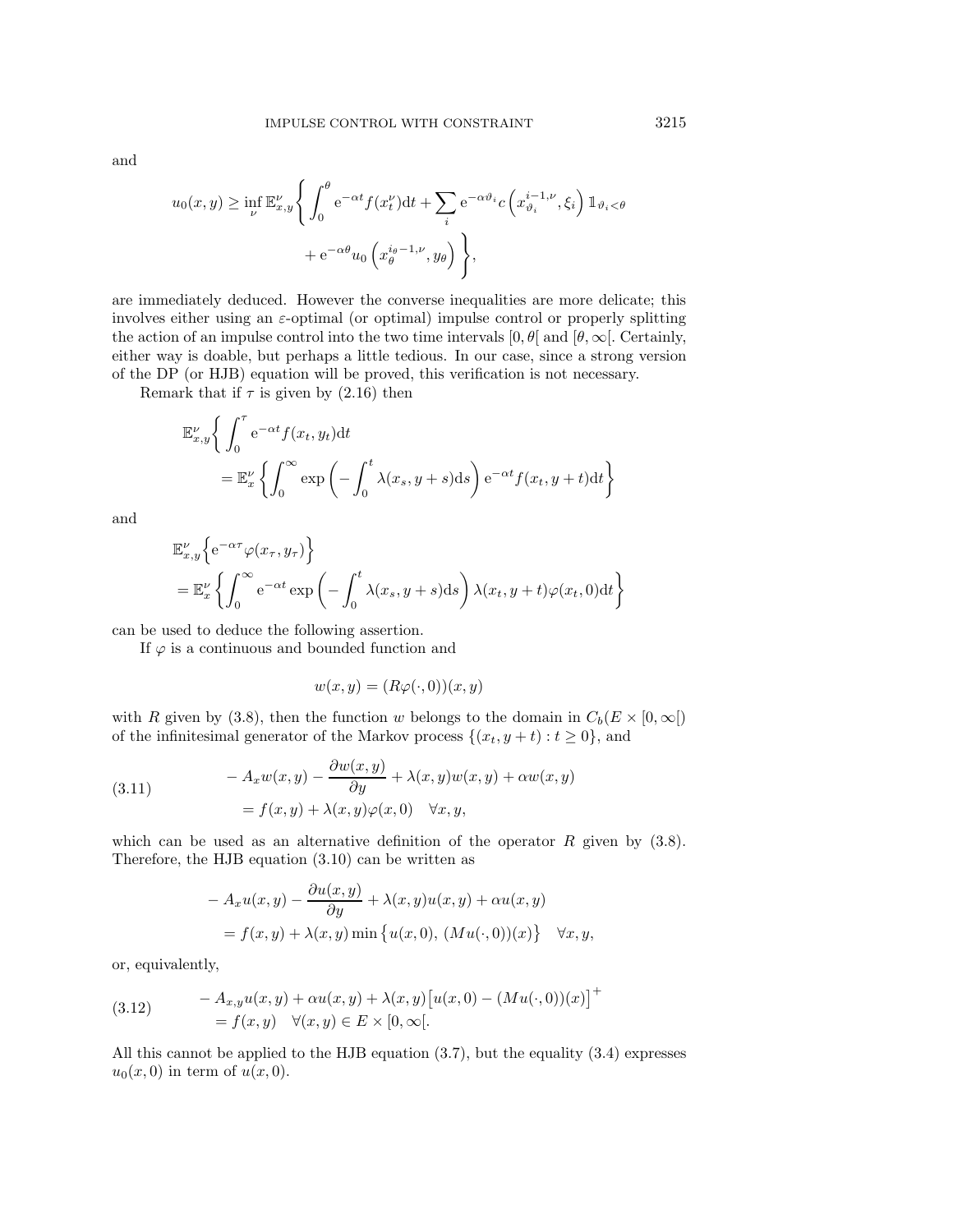and

$$u_0(x, y) \geq \inf_{\nu} \mathbb{E}^{\nu}_{x,y} \bigg\{ \int_0^{\theta} \mathrm{e}^{-\alpha t} f(x^{\nu}_t) \mathrm{d}t + \sum_i \mathrm{e}^{-\alpha \vartheta_i} c\left(x^{i-1,\nu}_{\vartheta_i}, \xi_i\right) \mathbb{1}_{\vartheta_i < \theta} + \mathrm{e}^{-\alpha \theta} u_0\left(x^{i_\theta - 1,\nu}_{\theta}, y_\theta\right) \bigg\},$$

are immediately deduced. However the converse inequalities are more delicate; this involves either using an $\varepsilon$-optimal (or optimal) impulse control or properly splitting the action of an impulse control into the two time intervals $[0, \theta[$ and $[\theta, \infty[$. Certainly, either way is doable, but perhaps a little tedious. In our case, since a strong version of the DP (or HJB) equation will be proved, this verification is not necessary.

Remark that if $\tau$ is given by (2.16) then

$$\mathbb{E}^{\nu}_{x,y}\bigg\{ \int_0^{\tau} \mathrm{e}^{-\alpha t} f(x_t, y_t) \mathrm{d}t = \mathbb{E}^{\nu}_{x} \left\{ \int_0^{\infty} \exp\left( - \int_0^t \lambda(x_s, y + s) \mathrm{d}s \right) \mathrm{e}^{-\alpha t} f(x_t, y + t) \mathrm{d}t \right\}$$

and

$$\mathbb{E}^{\nu}_{x,y}\Big\{ \mathrm{e}^{-\alpha \tau} \varphi(x_\tau, y_\tau) \Big\} = \mathbb{E}^{\nu}_{x} \left\{ \int_0^{\infty} \mathrm{e}^{-\alpha t} \exp\left( - \int_0^t \lambda(x_s, y + s) \mathrm{d}s \right) \lambda(x_t, y + t) \varphi(x_t, 0) \mathrm{d}t \right\}$$

can be used to deduce the following assertion.

If $\varphi$ is a continuous and bounded function and

$$w(x, y) = (R\varphi(\cdot, 0))(x, y)$$

with $R$ given by (3.8), then the function $w$ belongs to the domain in $C_b(E \times [0, \infty[)$ of the infinitesimal generator of the Markov process $\{(x_t, y + t) : t \geq 0\}$, and

$$\begin{aligned} &- A_x w(x, y) - \frac{\partial w(x, y)}{\partial y} + \lambda(x, y) w(x, y) + \alpha w(x, y) \\ &\quad = f(x, y) + \lambda(x, y) \varphi(x, 0) \quad \forall x, y, \end{aligned} \tag{3.11}$$

which can be used as an alternative definition of the operator $R$ given by (3.8). Therefore, the HJB equation (3.10) can be written as

$$\begin{aligned} &- A_x u(x, y) - \frac{\partial u(x, y)}{\partial y} + \lambda(x, y) u(x, y) + \alpha u(x, y) \\ &\quad = f(x, y) + \lambda(x, y) \min\big\{ u(x, 0),\, (Mu(\cdot, 0))(x) \big\} \quad \forall x, y, \end{aligned}$$

or, equivalently,

$$\begin{aligned} &- A_{x,y} u(x, y) + \alpha u(x, y) + \lambda(x, y) \big[ u(x, 0) - (Mu(\cdot, 0))(x) \big]^+ \\ &\quad = f(x, y) \quad \forall (x, y) \in E \times [0, \infty[. \end{aligned} \tag{3.12}$$

All this cannot be applied to the HJB equation (3.7), but the equality (3.4) expresses $u_0(x, 0)$ in term of $u(x, 0)$.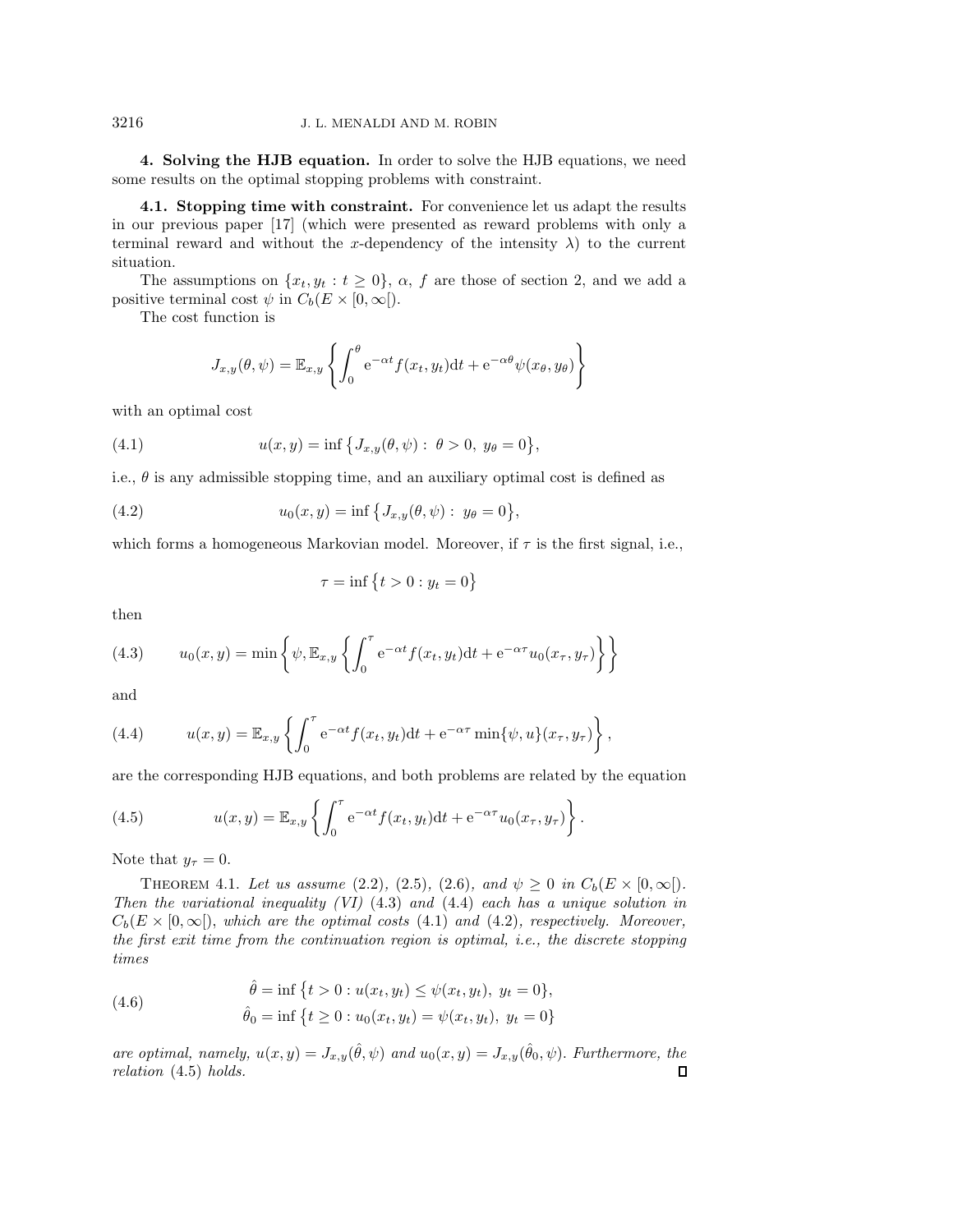## 4. Solving the HJB equation.

In order to solve the HJB equations, we need some results on the optimal stopping problems with constraint.

### 4.1. Stopping time with constraint.

For convenience let us adapt the results in our previous paper [17] (which were presented as reward problems with only a terminal reward and without the $x$-dependency of the intensity $\lambda$) to the current situation.

The assumptions on $\{x_t, y_t : t \geq 0\}$, $\alpha$, $f$ are those of section 2, and we add a positive terminal cost $\psi$ in $C_b(E \times [0, \infty[)$.

The cost function is

$$J_{x,y}(\theta, \psi) = \mathbb{E}_{x,y}\left\{\int_0^\theta \mathrm{e}^{-\alpha t} f(x_t, y_t)\mathrm{d}t + \mathrm{e}^{-\alpha\theta}\psi(x_\theta, y_\theta)\right\}$$

with an optimal cost

$$u(x, y) = \inf\left\{J_{x,y}(\theta, \psi) : \ \theta > 0, \ y_\theta = 0\right\}, \tag{4.1}$$

i.e., $\theta$ is any admissible stopping time, and an auxiliary optimal cost is defined as

$$u_0(x, y) = \inf\left\{J_{x,y}(\theta, \psi) : \ y_\theta = 0\right\}, \tag{4.2}$$

which forms a homogeneous Markovian model. Moreover, if $\tau$ is the first signal, i.e.,

$$\tau = \inf\left\{t > 0 : y_t = 0\right\}$$

then

$$u_0(x, y) = \min\left\{\psi, \mathbb{E}_{x,y}\left\{\int_0^\tau \mathrm{e}^{-\alpha t} f(x_t, y_t)\mathrm{d}t + \mathrm{e}^{-\alpha\tau} u_0(x_\tau, y_\tau)\right\}\right\} \tag{4.3}$$

and

$$u(x, y) = \mathbb{E}_{x,y}\left\{\int_0^\tau \mathrm{e}^{-\alpha t} f(x_t, y_t)\mathrm{d}t + \mathrm{e}^{-\alpha\tau}\min\{\psi, u\}(x_\tau, y_\tau)\right\}, \tag{4.4}$$

are the corresponding HJB equations, and both problems are related by the equation

$$u(x, y) = \mathbb{E}_{x,y}\left\{\int_0^\tau \mathrm{e}^{-\alpha t} f(x_t, y_t)\mathrm{d}t + \mathrm{e}^{-\alpha\tau} u_0(x_\tau, y_\tau)\right\}. \tag{4.5}$$

Note that $y_\tau = 0$.

THEOREM 4.1. *Let us assume* (2.2), (2.5), (2.6), *and* $\psi \geq 0$ *in* $C_b(E \times [0, \infty[)$. *Then the variational inequality (VI)* (4.3) *and* (4.4) *each has a unique solution in* $C_b(E \times [0, \infty[)$, *which are the optimal costs* (4.1) *and* (4.2), *respectively. Moreover, the first exit time from the continuation region is optimal, i.e., the discrete stopping times*

$$\begin{aligned} \hat{\theta} &= \inf\left\{t > 0 : u(x_t, y_t) \leq \psi(x_t, y_t), \ y_t = 0\right\}, \\ \hat{\theta}_0 &= \inf\left\{t \geq 0 : u_0(x_t, y_t) = \psi(x_t, y_t), \ y_t = 0\right\} \end{aligned} \tag{4.6}$$

*are optimal, namely,* $u(x, y) = J_{x,y}(\hat{\theta}, \psi)$ *and* $u_0(x, y) = J_{x,y}(\hat{\theta}_0, \psi)$. *Furthermore, the relation* (4.5) *holds.* □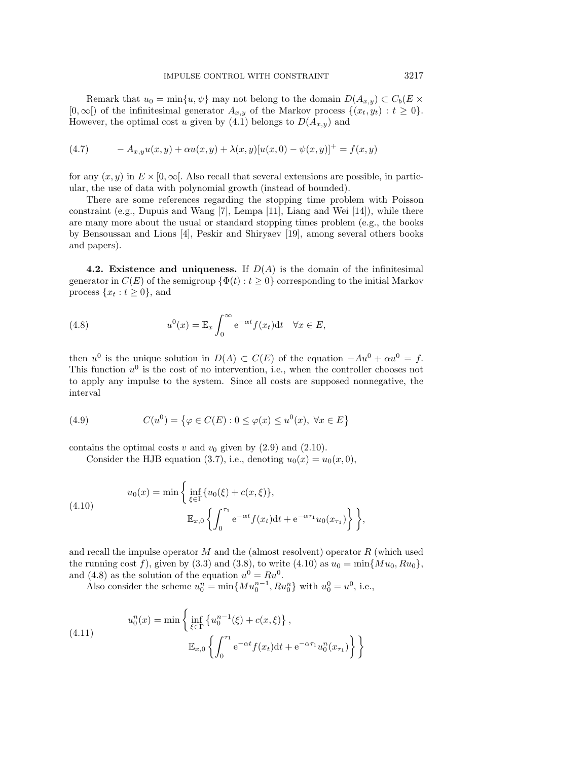Remark that $u_0 = \min\{u, \psi\}$ may not belong to the domain $D(A_{x,y}) \subset C_b(E \times [0,\infty[)$ of the infinitesimal generator $A_{x,y}$ of the Markov process $\{(x_t, y_t) : t \geq 0\}$. However, the optimal cost $u$ given by (4.1) belongs to $D(A_{x,y})$ and

$$
(4.7) \qquad -A_{x,y}u(x,y) + \alpha u(x,y) + \lambda(x,y)[u(x,0) - \psi(x,y)]^+ = f(x,y)
$$

for any $(x, y)$ in $E \times [0,\infty[$. Also recall that several extensions are possible, in particular, the use of data with polynomial growth (instead of bounded).

There are some references regarding the stopping time problem with Poisson constraint (e.g., Dupuis and Wang [7], Lempa [11], Liang and Wei [14]), while there are many more about the usual or standard stopping times problem (e.g., the books by Bensoussan and Lions [4], Peskir and Shiryaev [19], among several others books and papers).

**4.2. Existence and uniqueness.** If $D(A)$ is the domain of the infinitesimal generator in $C(E)$ of the semigroup $\{\Phi(t) : t \geq 0\}$ corresponding to the initial Markov process $\{x_t : t \geq 0\}$, and

$$
(4.8) \qquad u^0(x) = \mathbb{E}_x \int_0^\infty \mathrm{e}^{-\alpha t} f(x_t)\mathrm{d}t \quad \forall x \in E,
$$

then $u^0$ is the unique solution in $D(A) \subset C(E)$ of the equation $-Au^0 + \alpha u^0 = f$. This function $u^0$ is the cost of no intervention, i.e., when the controller chooses not to apply any impulse to the system. Since all costs are supposed nonnegative, the interval

$$
(4.9) \qquad C(u^0) = \{\varphi \in C(E) : 0 \leq \varphi(x) \leq u^0(x),\ \forall x \in E\}
$$

contains the optimal costs $v$ and $v_0$ given by (2.9) and (2.10).

Consider the HJB equation (3.7), i.e., denoting $u_0(x) = u_0(x, 0)$,

$$
(4.10) \qquad \begin{aligned} u_0(x) = \min\bigg\{ &\inf_{\xi \in \Gamma}\{u_0(\xi) + c(x,\xi)\}, \\ &\mathbb{E}_{x,0}\left\{\int_0^{\tau_1} \mathrm{e}^{-\alpha t} f(x_t)\mathrm{d}t + \mathrm{e}^{-\alpha\tau_1} u_0(x_{\tau_1})\right\}\bigg\}, \end{aligned}
$$

and recall the impulse operator $M$ and the (almost resolvent) operator $R$ (which used the running cost $f$), given by (3.3) and (3.8), to write (4.10) as $u_0 = \min\{Mu_0, Ru_0\}$, and (4.8) as the solution of the equation $u^0 = Ru^0$.

Also consider the scheme $u_0^n = \min\{Mu_0^{n-1}, Ru_0^n\}$ with $u_0^0 = u^0$, i.e.,

$$
(4.11) \qquad \begin{aligned} u_0^n(x) = \min\bigg\{ &\inf_{\xi \in \Gamma}\left\{u_0^{n-1}(\xi) + c(x,\xi)\right\}, \\ &\mathbb{E}_{x,0}\left\{\int_0^{\tau_1} \mathrm{e}^{-\alpha t} f(x_t)\mathrm{d}t + \mathrm{e}^{-\alpha\tau_1} u_0^n(x_{\tau_1})\right\}\bigg\} \end{aligned}
$$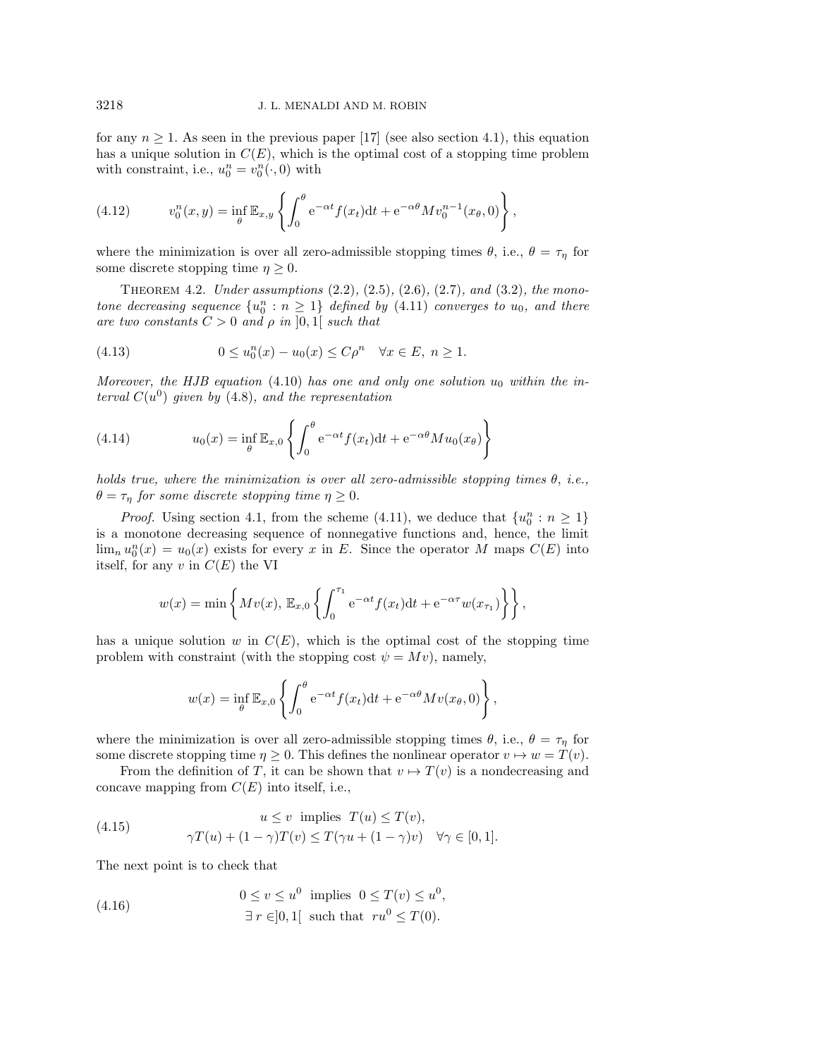for any $n \geq 1$. As seen in the previous paper [17] (see also section 4.1), this equation has a unique solution in $C(E)$, which is the optimal cost of a stopping time problem with constraint, i.e., $u_0^n = v_0^n(\cdot, 0)$ with

$$v_0^n(x,y) = \inf_\theta \mathbb{E}_{x,y} \left\{ \int_0^\theta \mathrm{e}^{-\alpha t} f(x_t) \mathrm{d}t + \mathrm{e}^{-\alpha\theta} M v_0^{n-1}(x_\theta, 0) \right\}, \tag{4.12}$$

where the minimization is over all zero-admissible stopping times $\theta$, i.e., $\theta = \tau_\eta$ for some discrete stopping time $\eta \geq 0$.

Theorem 4.2. *Under assumptions* (2.2), (2.5), (2.6), (2.7), *and* (3.2), *the monotone decreasing sequence* $\{u_0^n : n \geq 1\}$ *defined by* (4.11) *converges to* $u_0$, *and there are two constants* $C > 0$ *and* $\rho$ *in* $]0, 1[$ *such that*

$$0 \leq u_0^n(x) - u_0(x) \leq C\rho^n \quad \forall x \in E,\ n \geq 1. \tag{4.13}$$

*Moreover, the HJB equation* (4.10) *has one and only one solution* $u_0$ *within the interval* $C(u^0)$ *given by* (4.8), *and the representation*

$$u_0(x) = \inf_\theta \mathbb{E}_{x,0} \left\{ \int_0^\theta \mathrm{e}^{-\alpha t} f(x_t) \mathrm{d}t + \mathrm{e}^{-\alpha\theta} M u_0(x_\theta) \right\} \tag{4.14}$$

*holds true, where the minimization is over all zero-admissible stopping times* $\theta$, *i.e.*, $\theta = \tau_\eta$ *for some discrete stopping time* $\eta \geq 0$.

*Proof.* Using section 4.1, from the scheme (4.11), we deduce that $\{u_0^n : n \geq 1\}$ is a monotone decreasing sequence of nonnegative functions and, hence, the limit $\lim_n u_0^n(x) = u_0(x)$ exists for every $x$ in $E$. Since the operator $M$ maps $C(E)$ into itself, for any $v$ in $C(E)$ the VI

$$w(x) = \min \left\{ Mv(x),\ \mathbb{E}_{x,0} \left\{ \int_0^{\tau_1} \mathrm{e}^{-\alpha t} f(x_t) \mathrm{d}t + \mathrm{e}^{-\alpha\tau} w(x_{\tau_1}) \right\} \right\},$$

has a unique solution $w$ in $C(E)$, which is the optimal cost of the stopping time problem with constraint (with the stopping cost $\psi = Mv$), namely,

$$w(x) = \inf_\theta \mathbb{E}_{x,0} \left\{ \int_0^\theta \mathrm{e}^{-\alpha t} f(x_t) \mathrm{d}t + \mathrm{e}^{-\alpha\theta} M v(x_\theta, 0) \right\},$$

where the minimization is over all zero-admissible stopping times $\theta$, i.e., $\theta = \tau_\eta$ for some discrete stopping time $\eta \geq 0$. This defines the nonlinear operator $v \mapsto w = T(v)$.

From the definition of $T$, it can be shown that $v \mapsto T(v)$ is a nondecreasing and concave mapping from $C(E)$ into itself, i.e.,

$$\begin{gathered} u \leq v \ \text{ implies } \ T(u) \leq T(v), \\ \gamma T(u) + (1-\gamma)T(v) \leq T(\gamma u + (1-\gamma)v) \quad \forall \gamma \in [0,1]. \end{gathered} \tag{4.15}$$

The next point is to check that

$$\begin{gathered} 0 \leq v \leq u^0 \ \text{ implies } \ 0 \leq T(v) \leq u^0, \\ \exists\, r \in ]0,1[ \ \text{ such that } \ r u^0 \leq T(0). \end{gathered} \tag{4.16}$$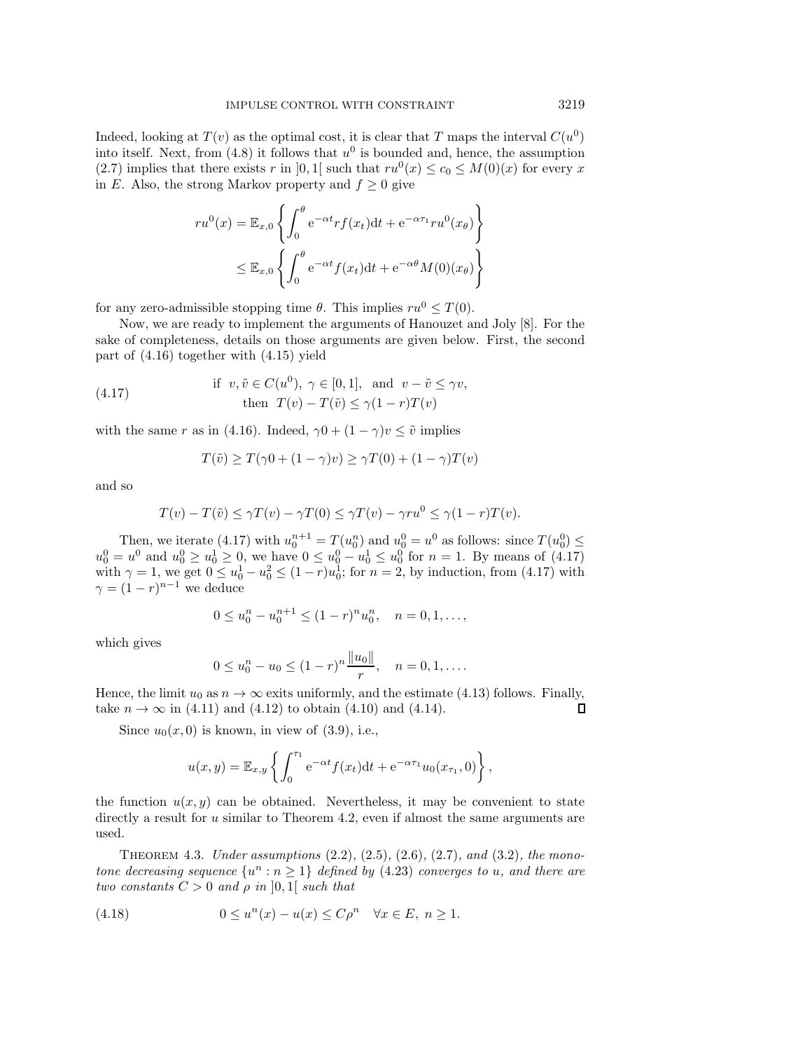Indeed, looking at $T(v)$ as the optimal cost, it is clear that $T$ maps the interval $C(u^0)$ into itself. Next, from (4.8) it follows that $u^0$ is bounded and, hence, the assumption (2.7) implies that there exists $r$ in $]0,1[$ such that $ru^0(x) \leq c_0 \leq M(0)(x)$ for every $x$ in $E$. Also, the strong Markov property and $f \geq 0$ give

$$
\begin{aligned}
ru^0(x) &= \mathbb{E}_{x,0}\left\{ \int_0^\theta \mathrm{e}^{-\alpha t} r f(x_t)\mathrm{d}t + \mathrm{e}^{-\alpha \tau_1} r u^0(x_\theta) \right\} \\
&\leq \mathbb{E}_{x,0}\left\{ \int_0^\theta \mathrm{e}^{-\alpha t} f(x_t)\mathrm{d}t + \mathrm{e}^{-\alpha \theta} M(0)(x_\theta) \right\}
\end{aligned}
$$

for any zero-admissible stopping time $\theta$. This implies $ru^0 \leq T(0)$.

Now, we are ready to implement the arguments of Hanouzet and Joly [8]. For the sake of completeness, details on those arguments are given below. First, the second part of (4.16) together with (4.15) yield

$$
\text{(4.17)} \qquad \begin{aligned} &\text{if } \ v, \tilde{v} \in C(u^0),\ \gamma \in [0,1], \ \text{ and } \ v - \tilde{v} \leq \gamma v, \\ &\text{then } \ T(v) - T(\tilde{v}) \leq \gamma(1-r)T(v) \end{aligned}
$$

with the same $r$ as in (4.16). Indeed, $\gamma 0 + (1-\gamma)v \leq \tilde{v}$ implies

$$
T(\tilde{v}) \geq T(\gamma 0 + (1-\gamma)v) \geq \gamma T(0) + (1-\gamma)T(v)
$$

and so

$$
T(v) - T(\tilde{v}) \leq \gamma T(v) - \gamma T(0) \leq \gamma T(v) - \gamma r u^0 \leq \gamma(1-r)T(v).
$$

Then, we iterate (4.17) with $u_0^{n+1} = T(u_0^n)$ and $u_0^0 = u^0$ as follows: since $T(u_0^0) \leq u_0^0 = u^0$ and $u_0^0 \geq u_0^1 \geq 0$, we have $0 \leq u_0^0 - u_0^1 \leq u_0^0$ for $n = 1$. By means of (4.17) with $\gamma = 1$, we get $0 \leq u_0^1 - u_0^2 \leq (1-r)u_0^1$; for $n = 2$, by induction, from (4.17) with $\gamma = (1-r)^{n-1}$ we deduce

$$
0 \leq u_0^n - u_0^{n+1} \leq (1-r)^n u_0^n, \quad n = 0, 1, \ldots,
$$

which gives

$$
0 \leq u_0^n - u_0 \leq (1-r)^n \frac{\|u_0\|}{r}, \quad n = 0, 1, \ldots.
$$

Hence, the limit $u_0$ as $n \to \infty$ exits uniformly, and the estimate (4.13) follows. Finally, take $n \to \infty$ in (4.11) and (4.12) to obtain (4.10) and (4.14). $\square$

Since $u_0(x,0)$ is known, in view of (3.9), i.e.,

$$
u(x,y) = \mathbb{E}_{x,y}\left\{ \int_0^{\tau_1} \mathrm{e}^{-\alpha t} f(x_t)\mathrm{d}t + \mathrm{e}^{-\alpha \tau_1} u_0(x_{\tau_1}, 0) \right\},
$$

the function $u(x,y)$ can be obtained. Nevertheless, it may be convenient to state directly a result for $u$ similar to Theorem 4.2, even if almost the same arguments are used.

Theorem 4.3. *Under assumptions* (2.2), (2.5), (2.6), (2.7), *and* (3.2), *the monotone decreasing sequence* $\{u^n : n \geq 1\}$ *defined by* (4.23) *converges to* $u$, *and there are two constants* $C > 0$ *and* $\rho$ *in* $]0,1[$ *such that*

$$
\text{(4.18)} \qquad 0 \leq u^n(x) - u(x) \leq C\rho^n \quad \forall x \in E,\ n \geq 1.
$$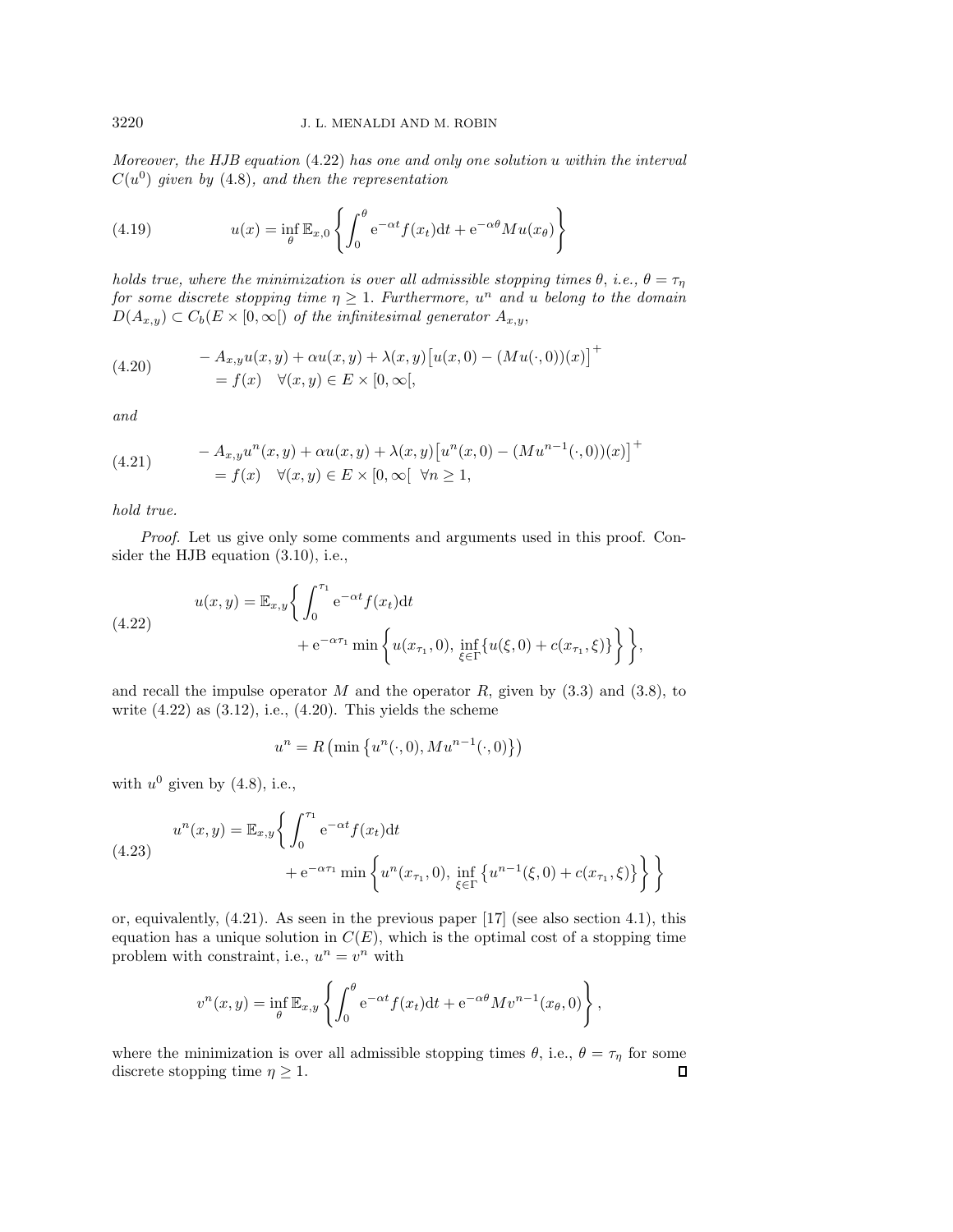*Moreover, the HJB equation (4.22) has one and only one solution $u$ within the interval $C(u^0)$ given by (4.8), and then the representation*

$$u(x) = \inf_{\theta} \mathbb{E}_{x,0} \left\{ \int_0^{\theta} \mathrm{e}^{-\alpha t} f(x_t) \mathrm{d}t + \mathrm{e}^{-\alpha \theta} Mu(x_\theta) \right\} \tag{4.19}$$

*holds true, where the minimization is over all admissible stopping times $\theta$, i.e., $\theta = \tau_\eta$ for some discrete stopping time $\eta \geq 1$. Furthermore, $u^n$ and $u$ belong to the domain $D(A_{x,y}) \subset C_b(E \times [0, \infty[)$ of the infinitesimal generator $A_{x,y}$,*

$$\begin{aligned} &- A_{x,y} u(x,y) + \alpha u(x,y) + \lambda(x,y) \big[ u(x,0) - (Mu(\cdot,0))(x) \big]^+ \\ &\quad = f(x) \quad \forall (x,y) \in E \times [0, \infty[, \end{aligned} \tag{4.20}$$

*and*

$$\begin{aligned} &- A_{x,y} u^n(x,y) + \alpha u(x,y) + \lambda(x,y) \big[ u^n(x,0) - (Mu^{n-1}(\cdot,0))(x) \big]^+ \\ &\quad = f(x) \quad \forall (x,y) \in E \times [0, \infty[ \ \ \forall n \geq 1, \end{aligned} \tag{4.21}$$

*hold true.*

*Proof.* Let us give only some comments and arguments used in this proof. Consider the HJB equation (3.10), i.e.,

$$\begin{aligned} u(x,y) = \mathbb{E}_{x,y} \bigg\{ &\int_0^{\tau_1} \mathrm{e}^{-\alpha t} f(x_t) \mathrm{d}t \\ &+ \mathrm{e}^{-\alpha \tau_1} \min \left\{ u(x_{\tau_1}, 0), \ \inf_{\xi \in \Gamma} \{ u(\xi, 0) + c(x_{\tau_1}, \xi) \} \right\} \bigg\}, \end{aligned} \tag{4.22}$$

and recall the impulse operator $M$ and the operator $R$, given by (3.3) and (3.8), to write (4.22) as (3.12), i.e., (4.20). This yields the scheme

$$u^n = R \left( \min \left\{ u^n(\cdot, 0), Mu^{n-1}(\cdot, 0) \right\} \right)$$

with $u^0$ given by (4.8), i.e.,

$$\begin{aligned} u^n(x,y) = \mathbb{E}_{x,y} \bigg\{ &\int_0^{\tau_1} \mathrm{e}^{-\alpha t} f(x_t) \mathrm{d}t \\ &+ \mathrm{e}^{-\alpha \tau_1} \min \left\{ u^n(x_{\tau_1}, 0), \ \inf_{\xi \in \Gamma} \left\{ u^{n-1}(\xi, 0) + c(x_{\tau_1}, \xi) \right\} \right\} \bigg\} \end{aligned} \tag{4.23}$$

or, equivalently, (4.21). As seen in the previous paper [17] (see also section 4.1), this equation has a unique solution in $C(E)$, which is the optimal cost of a stopping time problem with constraint, i.e., $u^n = v^n$ with

$$v^n(x,y) = \inf_{\theta} \mathbb{E}_{x,y} \left\{ \int_0^{\theta} \mathrm{e}^{-\alpha t} f(x_t) \mathrm{d}t + \mathrm{e}^{-\alpha \theta} Mv^{n-1}(x_\theta, 0) \right\},$$

where the minimization is over all admissible stopping times $\theta$, i.e., $\theta = \tau_\eta$ for some discrete stopping time $\eta \geq 1$. ∎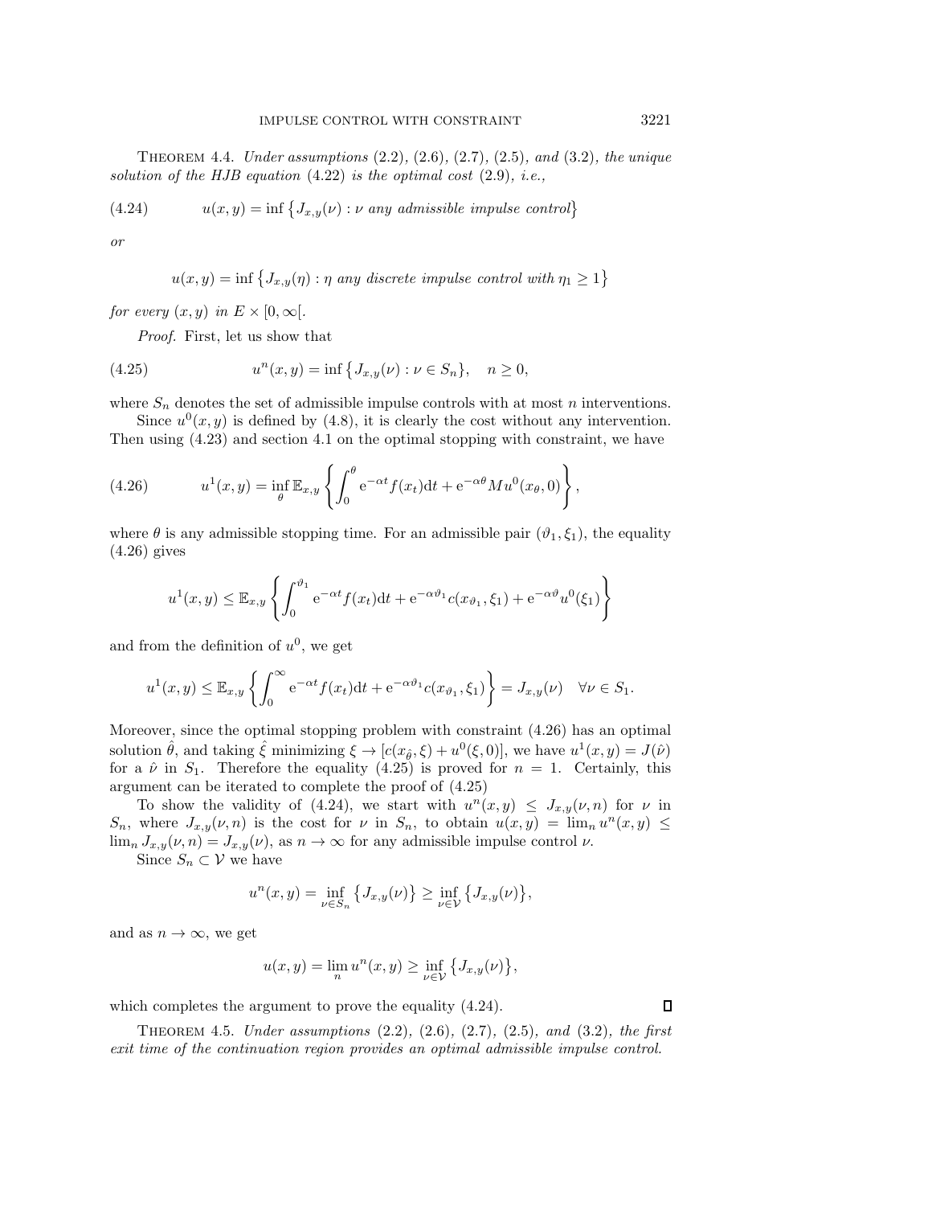Theorem 4.4. *Under assumptions* (2.2), (2.6), (2.7), (2.5), *and* (3.2), *the unique solution of the HJB equation* (4.22) *is the optimal cost* (2.9), *i.e.,*

$$u(x, y) = \inf \{J_{x,y}(\nu) : \nu \text{ any admissible impulse control}\} \tag{4.24}$$

*or*

$$u(x, y) = \inf \{J_{x,y}(\eta) : \eta \text{ any discrete impulse control with } \eta_1 \geq 1\}$$

*for every* $(x, y)$ *in* $E \times [0, \infty[$.

*Proof.* First, let us show that

$$u^n(x, y) = \inf \{J_{x,y}(\nu) : \nu \in S_n\}, \quad n \geq 0, \tag{4.25}$$

where $S_n$ denotes the set of admissible impulse controls with at most $n$ interventions.

Since $u^0(x, y)$ is defined by (4.8), it is clearly the cost without any intervention. Then using (4.23) and section 4.1 on the optimal stopping with constraint, we have

$$u^1(x, y) = \inf_{\theta} \mathbb{E}_{x,y} \left\{ \int_0^{\theta} \mathrm{e}^{-\alpha t} f(x_t) \mathrm{d}t + \mathrm{e}^{-\alpha \theta} M u^0(x_\theta, 0) \right\}, \tag{4.26}$$

where $\theta$ is any admissible stopping time. For an admissible pair $(\vartheta_1, \xi_1)$, the equality (4.26) gives

$$u^1(x, y) \leq \mathbb{E}_{x,y} \left\{ \int_0^{\vartheta_1} \mathrm{e}^{-\alpha t} f(x_t) \mathrm{d}t + \mathrm{e}^{-\alpha \vartheta_1} c(x_{\vartheta_1}, \xi_1) + \mathrm{e}^{-\alpha \vartheta} u^0(\xi_1) \right\}$$

and from the definition of $u^0$, we get

$$u^1(x, y) \leq \mathbb{E}_{x,y} \left\{ \int_0^{\infty} \mathrm{e}^{-\alpha t} f(x_t) \mathrm{d}t + \mathrm{e}^{-\alpha \vartheta_1} c(x_{\vartheta_1}, \xi_1) \right\} = J_{x,y}(\nu) \quad \forall \nu \in S_1.$$

Moreover, since the optimal stopping problem with constraint (4.26) has an optimal solution $\hat{\theta}$, and taking $\hat{\xi}$ minimizing $\xi \to [c(x_{\hat{\theta}}, \xi) + u^0(\xi, 0)]$, we have $u^1(x, y) = J(\hat{\nu})$ for a $\hat{\nu}$ in $S_1$. Therefore the equality (4.25) is proved for $n = 1$. Certainly, this argument can be iterated to complete the proof of (4.25)

To show the validity of (4.24), we start with $u^n(x, y) \leq J_{x,y}(\nu, n)$ for $\nu$ in $S_n$, where $J_{x,y}(\nu, n)$ is the cost for $\nu$ in $S_n$, to obtain $u(x, y) = \lim_n u^n(x, y) \leq \lim_n J_{x,y}(\nu, n) = J_{x,y}(\nu)$, as $n \to \infty$ for any admissible impulse control $\nu$.

Since $S_n \subset \mathcal{V}$ we have

$$u^n(x, y) = \inf_{\nu \in S_n} \{J_{x,y}(\nu)\} \geq \inf_{\nu \in \mathcal{V}} \{J_{x,y}(\nu)\},$$

and as $n \to \infty$, we get

$$u(x, y) = \lim_n u^n(x, y) \geq \inf_{\nu \in \mathcal{V}} \{J_{x,y}(\nu)\},$$

which completes the argument to prove the equality (4.24). $\square$

Theorem 4.5. *Under assumptions* (2.2), (2.6), (2.7), (2.5), *and* (3.2), *the first exit time of the continuation region provides an optimal admissible impulse control.*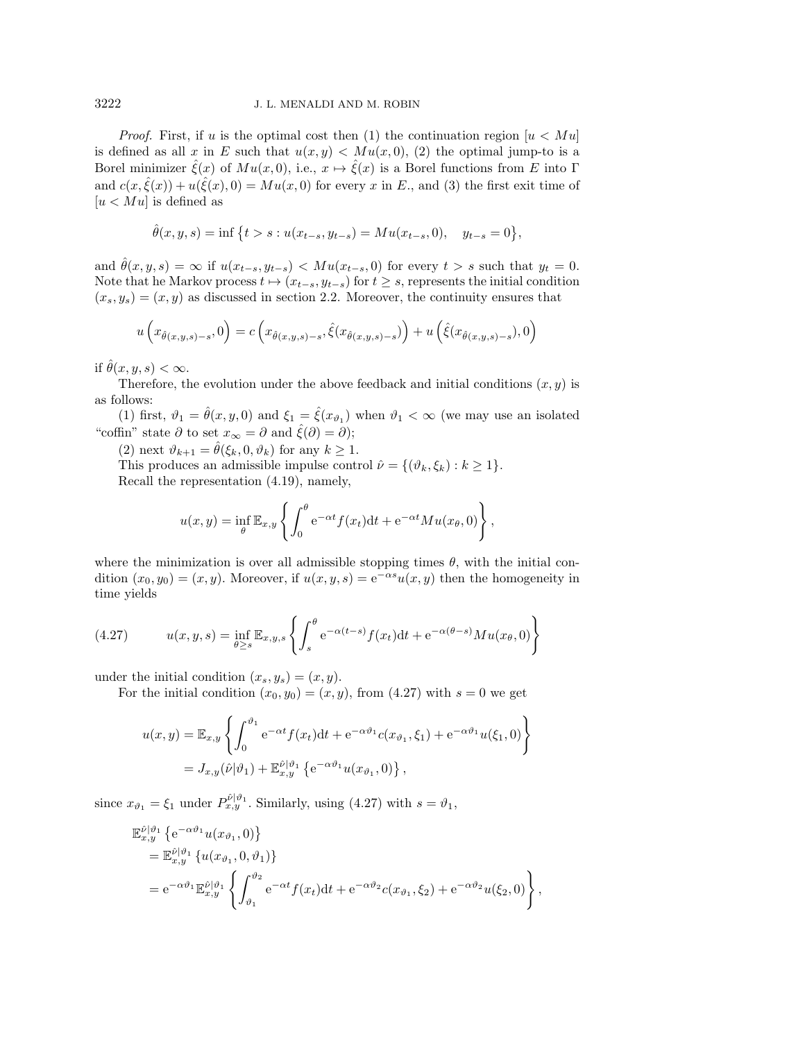*Proof.* First, if $u$ is the optimal cost then (1) the continuation region $[u < Mu]$ is defined as all $x$ in $E$ such that $u(x,y) < Mu(x,0)$, (2) the optimal jump-to is a Borel minimizer $\hat{\xi}(x)$ of $Mu(x,0)$, i.e., $x \mapsto \hat{\xi}(x)$ is a Borel functions from $E$ into $\Gamma$ and $c(x,\hat{\xi}(x)) + u(\hat{\xi}(x),0) = Mu(x,0)$ for every $x$ in $E$., and (3) the first exit time of $[u < Mu]$ is defined as

$$
\hat{\theta}(x,y,s) = \inf\big\{t > s : u(x_{t-s}, y_{t-s}) = Mu(x_{t-s},0), \quad y_{t-s} = 0\big\},
$$

and $\hat{\theta}(x,y,s) = \infty$ if $u(x_{t-s}, y_{t-s}) < Mu(x_{t-s},0)$ for every $t > s$ such that $y_t = 0$. Note that he Markov process $t \mapsto (x_{t-s}, y_{t-s})$ for $t \geq s$, represents the initial condition $(x_s, y_s) = (x,y)$ as discussed in section 2.2. Moreover, the continuity ensures that

$$
u\Big(x_{\hat{\theta}(x,y,s)-s}, 0\Big) = c\Big(x_{\hat{\theta}(x,y,s)-s}, \hat{\xi}(x_{\hat{\theta}(x,y,s)-s})\Big) + u\Big(\hat{\xi}(x_{\hat{\theta}(x,y,s)-s}), 0\Big)
$$

if $\hat{\theta}(x,y,s) < \infty$.

Therefore, the evolution under the above feedback and initial conditions $(x,y)$ is as follows:

(1) first, $\vartheta_1 = \hat{\theta}(x,y,0)$ and $\xi_1 = \hat{\xi}(x_{\vartheta_1})$ when $\vartheta_1 < \infty$ (we may use an isolated "coffin" state $\partial$ to set $x_\infty = \partial$ and $\hat{\xi}(\partial) = \partial$);

(2) next $\vartheta_{k+1} = \hat{\theta}(\xi_k, 0, \vartheta_k)$ for any $k \geq 1$.

This produces an admissible impulse control $\hat{\nu} = \{(\vartheta_k, \xi_k) : k \geq 1\}$.

Recall the representation (4.19), namely,

$$
u(x,y) = \inf_{\theta} \mathbb{E}_{x,y}\left\{\int_0^{\theta} \mathrm{e}^{-\alpha t} f(x_t)\mathrm{d}t + \mathrm{e}^{-\alpha t} Mu(x_\theta, 0)\right\},
$$

where the minimization is over all admissible stopping times $\theta$, with the initial condition $(x_0,y_0) = (x,y)$. Moreover, if $u(x,y,s) = \mathrm{e}^{-\alpha s} u(x,y)$ then the homogeneity in time yields

$$
u(x,y,s) = \inf_{\theta \geq s} \mathbb{E}_{x,y,s}\left\{\int_s^{\theta} \mathrm{e}^{-\alpha(t-s)} f(x_t)\mathrm{d}t + \mathrm{e}^{-\alpha(\theta - s)} Mu(x_\theta, 0)\right\} \tag{4.27}
$$

under the initial condition $(x_s, y_s) = (x,y)$.

For the initial condition $(x_0,y_0) = (x,y)$, from (4.27) with $s = 0$ we get

$$
\begin{aligned}
u(x,y) &= \mathbb{E}_{x,y}\left\{\int_0^{\vartheta_1} \mathrm{e}^{-\alpha t} f(x_t)\mathrm{d}t + \mathrm{e}^{-\alpha\vartheta_1} c(x_{\vartheta_1}, \xi_1) + \mathrm{e}^{-\alpha\vartheta_1} u(\xi_1, 0)\right\} \\
&= J_{x,y}(\hat{\nu}|\vartheta_1) + \mathbb{E}_{x,y}^{\hat{\nu}|\vartheta_1}\left\{\mathrm{e}^{-\alpha\vartheta_1} u(x_{\vartheta_1}, 0)\right\},
\end{aligned}
$$

since $x_{\vartheta_1} = \xi_1$ under $P_{x,y}^{\hat{\nu}|\vartheta_1}$. Similarly, using (4.27) with $s = \vartheta_1$,

$$
\begin{aligned}
&\mathbb{E}_{x,y}^{\hat{\nu}|\vartheta_1}\left\{\mathrm{e}^{-\alpha\vartheta_1} u(x_{\vartheta_1}, 0)\right\} \\
&\quad = \mathbb{E}_{x,y}^{\hat{\nu}|\vartheta_1}\left\{u(x_{\vartheta_1}, 0, \vartheta_1)\right\} \\
&\quad = \mathrm{e}^{-\alpha\vartheta_1} \mathbb{E}_{x,y}^{\hat{\nu}|\vartheta_1}\left\{\int_{\vartheta_1}^{\vartheta_2} \mathrm{e}^{-\alpha t} f(x_t)\mathrm{d}t + \mathrm{e}^{-\alpha\vartheta_2} c(x_{\vartheta_1}, \xi_2) + \mathrm{e}^{-\alpha\vartheta_2} u(\xi_2, 0)\right\},
\end{aligned}
$$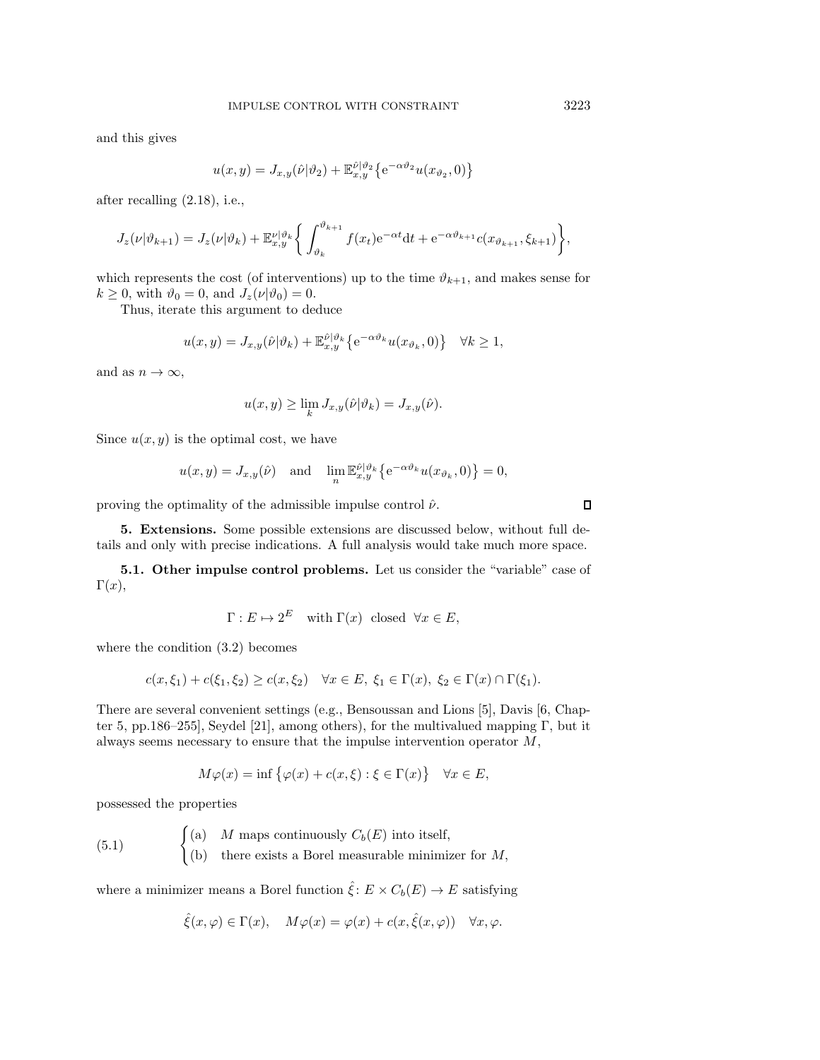and this gives

$$u(x,y) = J_{x,y}(\hat{\nu}|\vartheta_2) + \mathbb{E}^{\hat{\nu}|\vartheta_2}_{x,y}\big\{\mathrm{e}^{-\alpha\vartheta_2} u(x_{\vartheta_2}, 0)\big\}$$

after recalling (2.18), i.e.,

$$J_z(\nu|\vartheta_{k+1}) = J_z(\nu|\vartheta_k) + \mathbb{E}^{\nu|\vartheta_k}_{x,y}\bigg\{\int_{\vartheta_k}^{\vartheta_{k+1}} f(x_t)\mathrm{e}^{-\alpha t}\mathrm{d}t + \mathrm{e}^{-\alpha\vartheta_{k+1}} c(x_{\vartheta_{k+1}}, \xi_{k+1})\bigg\},$$

which represents the cost (of interventions) up to the time $\vartheta_{k+1}$, and makes sense for $k \geq 0$, with $\vartheta_0 = 0$, and $J_z(\nu|\vartheta_0) = 0$.

Thus, iterate this argument to deduce

$$u(x,y) = J_{x,y}(\hat{\nu}|\vartheta_k) + \mathbb{E}^{\hat{\nu}|\vartheta_k}_{x,y}\big\{\mathrm{e}^{-\alpha\vartheta_k} u(x_{\vartheta_k}, 0)\big\} \quad \forall k \geq 1,$$

and as $n \to \infty$,

$$u(x,y) \geq \lim_k J_{x,y}(\hat{\nu}|\vartheta_k) = J_{x,y}(\hat{\nu}).$$

Since $u(x,y)$ is the optimal cost, we have

$$u(x,y) = J_{x,y}(\hat{\nu}) \quad \text{and} \quad \lim_n \mathbb{E}^{\hat{\nu}|\vartheta_k}_{x,y}\big\{\mathrm{e}^{-\alpha\vartheta_k} u(x_{\vartheta_k}, 0)\big\} = 0,$$

proving the optimality of the admissible impulse control $\hat{\nu}$. □

## 5. Extensions.

Some possible extensions are discussed below, without full details and only with precise indications. A full analysis would take much more space.

### 5.1. Other impulse control problems.

Let us consider the "variable" case of $\Gamma(x)$,

$$\Gamma : E \mapsto 2^E \quad \text{with } \Gamma(x) \text{ closed } \ \forall x \in E,$$

where the condition (3.2) becomes

$$c(x,\xi_1) + c(\xi_1,\xi_2) \geq c(x,\xi_2) \quad \forall x \in E,\ \xi_1 \in \Gamma(x),\ \xi_2 \in \Gamma(x) \cap \Gamma(\xi_1).$$

There are several convenient settings (e.g., Bensoussan and Lions [5], Davis [6, Chapter 5, pp.186–255], Seydel [21], among others), for the multivalued mapping $\Gamma$, but it always seems necessary to ensure that the impulse intervention operator $M$,

$$M\varphi(x) = \inf\big\{\varphi(x) + c(x,\xi) : \xi \in \Gamma(x)\big\} \quad \forall x \in E,$$

possessed the properties

$$\begin{cases} \text{(a)} & M \text{ maps continuously } C_b(E) \text{ into itself,} \\ \text{(b)} & \text{there exists a Borel measurable minimizer for } M, \end{cases} \tag{5.1}$$

where a minimizer means a Borel function $\hat{\xi} \colon E \times C_b(E) \to E$ satisfying

$$\hat{\xi}(x,\varphi) \in \Gamma(x), \quad M\varphi(x) = \varphi(x) + c(x, \hat{\xi}(x,\varphi)) \quad \forall x, \varphi.$$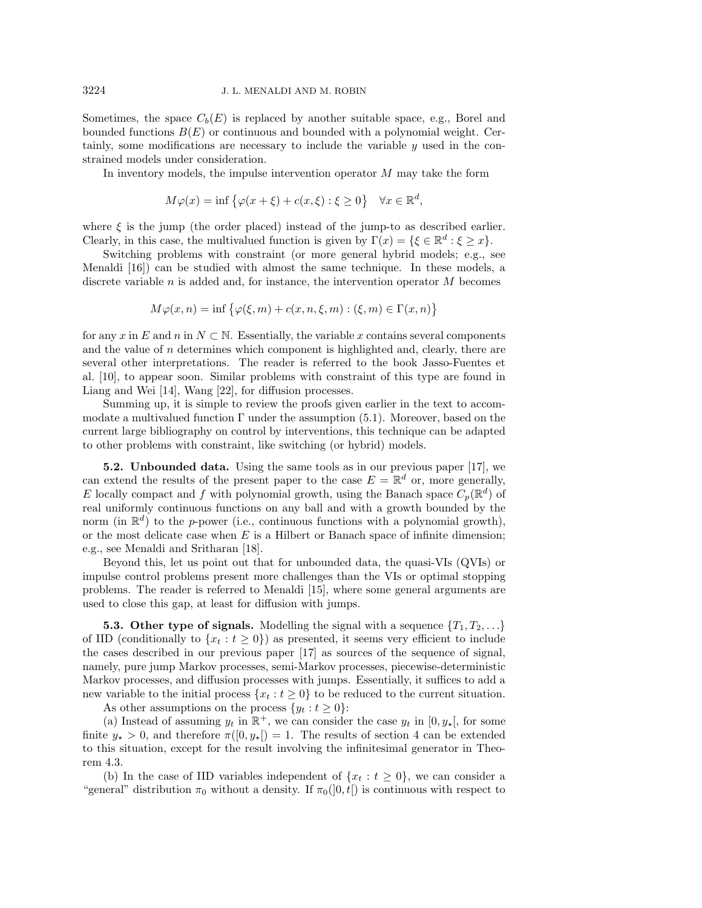Sometimes, the space $C_b(E)$ is replaced by another suitable space, e.g., Borel and bounded functions $B(E)$ or continuous and bounded with a polynomial weight. Certainly, some modifications are necessary to include the variable $y$ used in the constrained models under consideration.

In inventory models, the impulse intervention operator $M$ may take the form

$$M\varphi(x) = \inf\big\{\varphi(x+\xi) + c(x,\xi) : \xi \geq 0\big\} \quad \forall x \in \mathbb{R}^d,$$

where $\xi$ is the jump (the order placed) instead of the jump-to as described earlier. Clearly, in this case, the multivalued function is given by $\Gamma(x) = \{\xi \in \mathbb{R}^d : \xi \geq x\}$.

Switching problems with constraint (or more general hybrid models; e.g., see Menaldi [16]) can be studied with almost the same technique. In these models, a discrete variable $n$ is added and, for instance, the intervention operator $M$ becomes

$$M\varphi(x,n) = \inf\big\{\varphi(\xi,m) + c(x,n,\xi,m) : (\xi,m) \in \Gamma(x,n)\big\}$$

for any $x$ in $E$ and $n$ in $N \subset \mathbb{N}$. Essentially, the variable $x$ contains several components and the value of $n$ determines which component is highlighted and, clearly, there are several other interpretations. The reader is referred to the book Jasso-Fuentes et al. [10], to appear soon. Similar problems with constraint of this type are found in Liang and Wei [14], Wang [22], for diffusion processes.

Summing up, it is simple to review the proofs given earlier in the text to accommodate a multivalued function $\Gamma$ under the assumption (5.1). Moreover, based on the current large bibliography on control by interventions, this technique can be adapted to other problems with constraint, like switching (or hybrid) models.

**5.2. Unbounded data.** Using the same tools as in our previous paper [17], we can extend the results of the present paper to the case $E = \mathbb{R}^d$ or, more generally, $E$ locally compact and $f$ with polynomial growth, using the Banach space $C_p(\mathbb{R}^d)$ of real uniformly continuous functions on any ball and with a growth bounded by the norm (in $\mathbb{R}^d$) to the $p$-power (i.e., continuous functions with a polynomial growth), or the most delicate case when $E$ is a Hilbert or Banach space of infinite dimension; e.g., see Menaldi and Sritharan [18].

Beyond this, let us point out that for unbounded data, the quasi-VIs (QVIs) or impulse control problems present more challenges than the VIs or optimal stopping problems. The reader is referred to Menaldi [15], where some general arguments are used to close this gap, at least for diffusion with jumps.

**5.3. Other type of signals.** Modelling the signal with a sequence $\{T_1, T_2, \ldots\}$ of IID (conditionally to $\{x_t : t \geq 0\}$) as presented, it seems very efficient to include the cases described in our previous paper [17] as sources of the sequence of signal, namely, pure jump Markov processes, semi-Markov processes, piecewise-deterministic Markov processes, and diffusion processes with jumps. Essentially, it suffices to add a new variable to the initial process $\{x_t : t \geq 0\}$ to be reduced to the current situation.

As other assumptions on the process $\{y_t : t \geq 0\}$:

(a) Instead of assuming $y_t$ in $\mathbb{R}^+$, we can consider the case $y_t$ in $[0, y_\star[$, for some finite $y_\star > 0$, and therefore $\pi([0, y_\star[) = 1$. The results of section 4 can be extended to this situation, except for the result involving the infinitesimal generator in Theorem 4.3.

(b) In the case of IID variables independent of $\{x_t : t \geq 0\}$, we can consider a "general" distribution $\pi_0$ without a density. If $\pi_0(]0,t[)$ is continuous with respect to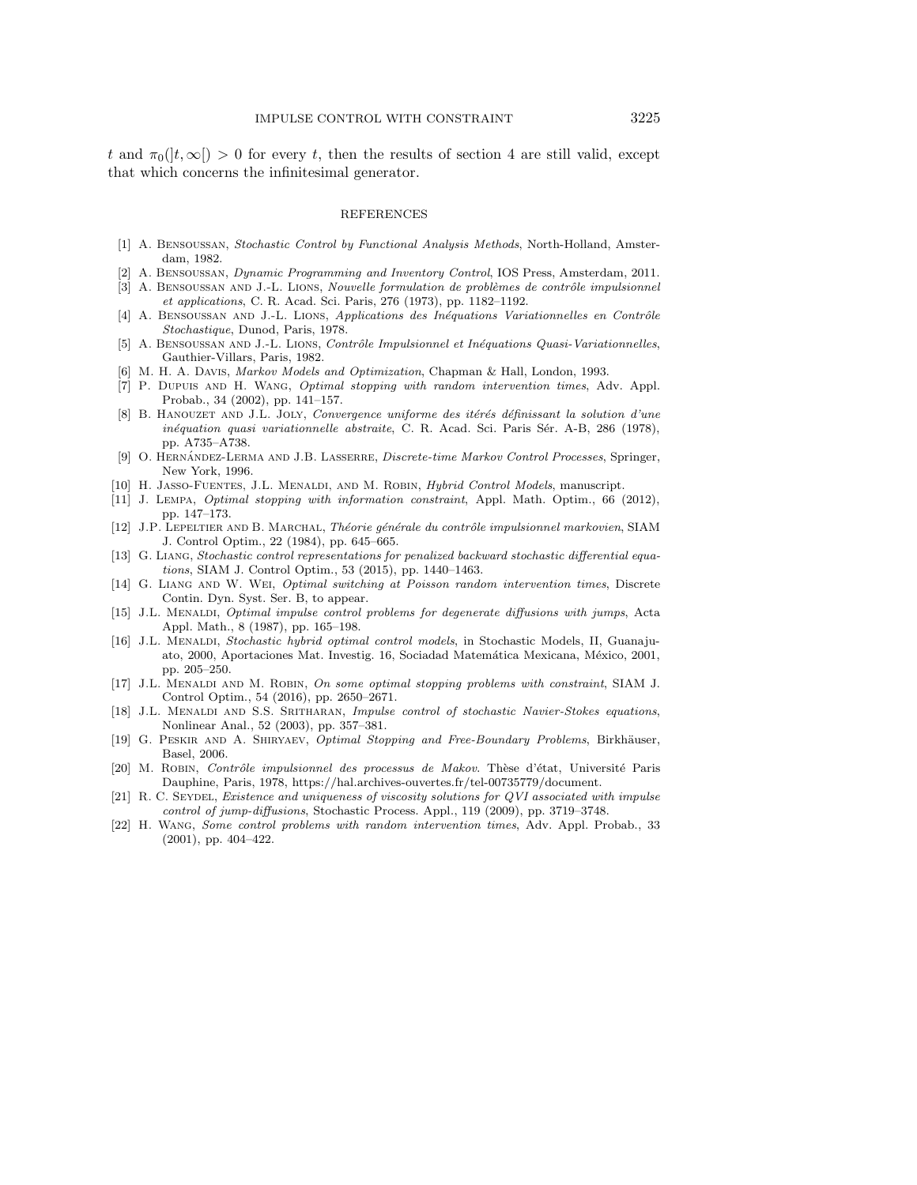$t$ and $\pi_0(]t, \infty[) > 0$ for every $t$, then the results of section 4 are still valid, except that which concerns the infinitesimal generator.

## REFERENCES

[1] A. Bensoussan, *Stochastic Control by Functional Analysis Methods*, North-Holland, Amsterdam, 1982.

[2] A. Bensoussan, *Dynamic Programming and Inventory Control*, IOS Press, Amsterdam, 2011.

[3] A. Bensoussan and J.-L. Lions, *Nouvelle formulation de problèmes de contrôle impulsionnel et applications*, C. R. Acad. Sci. Paris, 276 (1973), pp. 1182–1192.

[4] A. Bensoussan and J.-L. Lions, *Applications des Inéquations Variationnelles en Contrôle Stochastique*, Dunod, Paris, 1978.

[5] A. Bensoussan and J.-L. Lions, *Contrôle Impulsionnel et Inéquations Quasi-Variationnelles*, Gauthier-Villars, Paris, 1982.

[6] M. H. A. Davis, *Markov Models and Optimization*, Chapman & Hall, London, 1993.

[7] P. Dupuis and H. Wang, *Optimal stopping with random intervention times*, Adv. Appl. Probab., 34 (2002), pp. 141–157.

[8] B. Hanouzet and J.L. Joly, *Convergence uniforme des itérés définissant la solution d'une inéquation quasi variationnelle abstraite*, C. R. Acad. Sci. Paris Sér. A-B, 286 (1978), pp. A735–A738.

[9] O. Hernández-Lerma and J.B. Lasserre, *Discrete-time Markov Control Processes*, Springer, New York, 1996.

[10] H. Jasso-Fuentes, J.L. Menaldi, and M. Robin, *Hybrid Control Models*, manuscript.

[11] J. Lempa, *Optimal stopping with information constraint*, Appl. Math. Optim., 66 (2012), pp. 147–173.

[12] J.P. Lepeltier and B. Marchal, *Théorie générale du contrôle impulsionnel markovien*, SIAM J. Control Optim., 22 (1984), pp. 645–665.

[13] G. Liang, *Stochastic control representations for penalized backward stochastic differential equations*, SIAM J. Control Optim., 53 (2015), pp. 1440–1463.

[14] G. Liang and W. Wei, *Optimal switching at Poisson random intervention times*, Discrete Contin. Dyn. Syst. Ser. B, to appear.

[15] J.L. Menaldi, *Optimal impulse control problems for degenerate diffusions with jumps*, Acta Appl. Math., 8 (1987), pp. 165–198.

[16] J.L. Menaldi, *Stochastic hybrid optimal control models*, in Stochastic Models, II, Guanajuato, 2000, Aportaciones Mat. Investig. 16, Sociadad Matemática Mexicana, México, 2001, pp. 205–250.

[17] J.L. Menaldi and M. Robin, *On some optimal stopping problems with constraint*, SIAM J. Control Optim., 54 (2016), pp. 2650–2671.

[18] J.L. Menaldi and S.S. Sritharan, *Impulse control of stochastic Navier-Stokes equations*, Nonlinear Anal., 52 (2003), pp. 357–381.

[19] G. Peskir and A. Shiryaev, *Optimal Stopping and Free-Boundary Problems*, Birkhäuser, Basel, 2006.

[20] M. Robin, *Contrôle impulsionnel des processus de Makov*. Thèse d'état, Université Paris Dauphine, Paris, 1978, https://hal.archives-ouvertes.fr/tel-00735779/document.

[21] R. C. Seydel, *Existence and uniqueness of viscosity solutions for QVI associated with impulse control of jump-diffusions*, Stochastic Process. Appl., 119 (2009), pp. 3719–3748.

[22] H. Wang, *Some control problems with random intervention times*, Adv. Appl. Probab., 33 (2001), pp. 404–422.